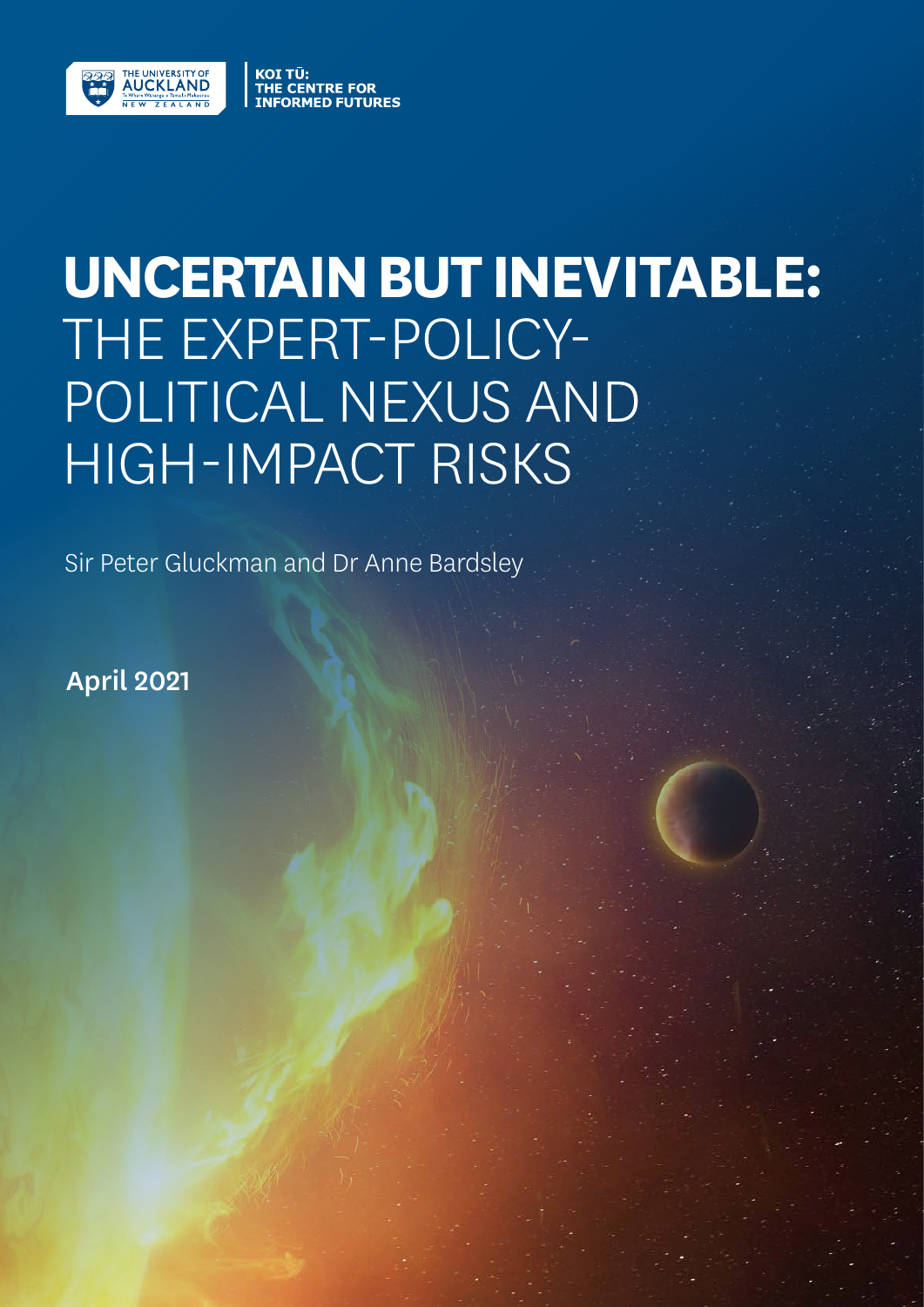THE UNIVERSITY OF AUCKLAND
Te Whare Wānanga o Tāmaki Makaurau
NEW ZEALAND

KOI TŪ:
THE CENTRE FOR
INFORMED FUTURES

# UNCERTAIN BUT INEVITABLE: THE EXPERT-POLICY-POLITICAL NEXUS AND HIGH-IMPACT RISKS

Sir Peter Gluckman and Dr Anne Bardsley

**April 2021**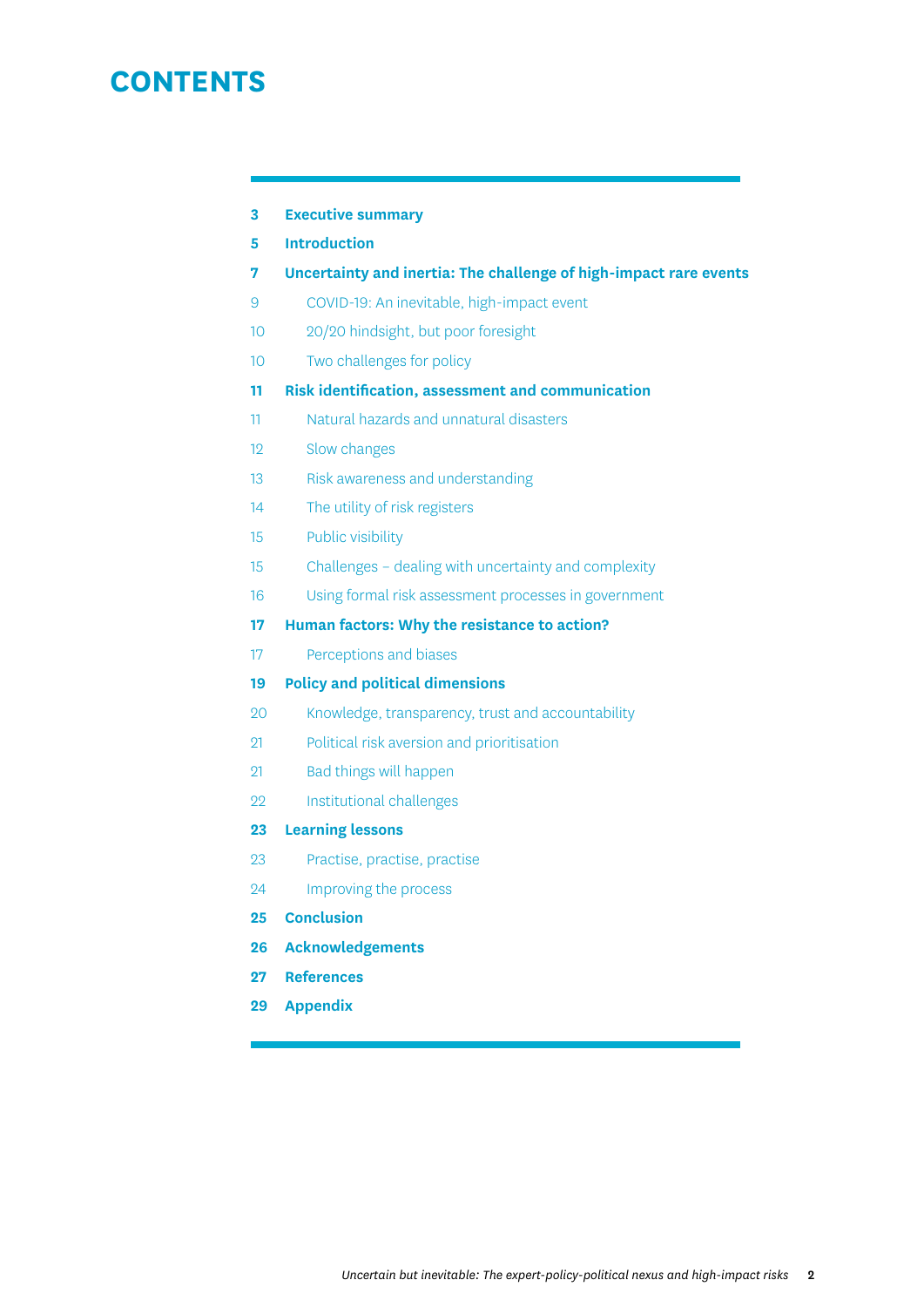# CONTENTS

- **3 Executive summary**
- **5 Introduction**
- **7 Uncertainty and inertia: The challenge of high-impact rare events**
  - 9 COVID-19: An inevitable, high-impact event
  - 10 20/20 hindsight, but poor foresight
  - 10 Two challenges for policy
- **11 Risk identification, assessment and communication**
  - 11 Natural hazards and unnatural disasters
  - 12 Slow changes
  - 13 Risk awareness and understanding
  - 14 The utility of risk registers
  - 15 Public visibility
  - 15 Challenges – dealing with uncertainty and complexity
  - 16 Using formal risk assessment processes in government
- **17 Human factors: Why the resistance to action?**
  - 17 Perceptions and biases
- **19 Policy and political dimensions**
  - 20 Knowledge, transparency, trust and accountability
  - 21 Political risk aversion and prioritisation
  - 21 Bad things will happen
  - 22 Institutional challenges
- **23 Learning lessons**
  - 23 Practise, practise, practise
  - 24 Improving the process
- **25 Conclusion**
- **26 Acknowledgements**
- **27 References**
- **29 Appendix**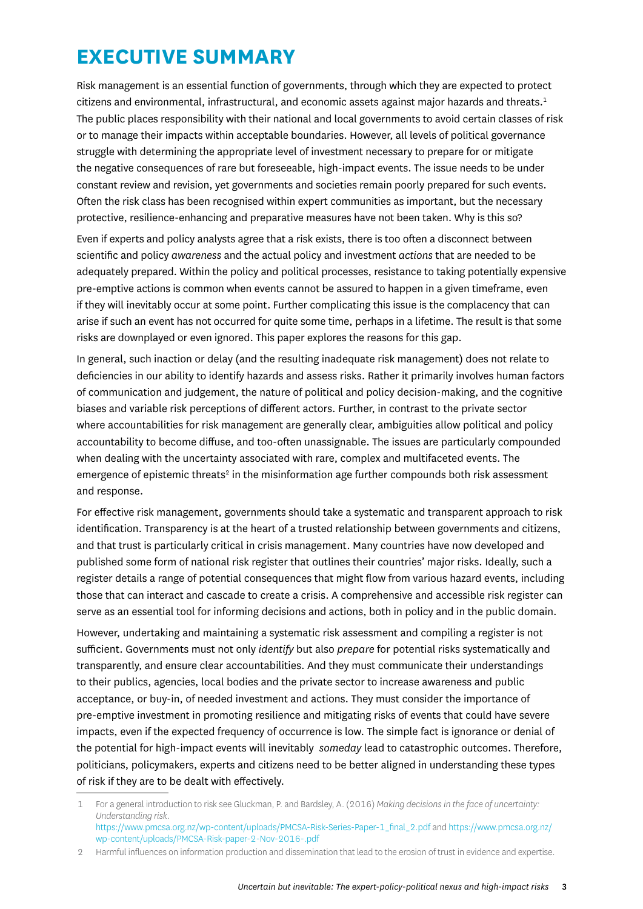# EXECUTIVE SUMMARY

Risk management is an essential function of governments, through which they are expected to protect citizens and environmental, infrastructural, and economic assets against major hazards and threats.[1] The public places responsibility with their national and local governments to avoid certain classes of risk or to manage their impacts within acceptable boundaries. However, all levels of political governance struggle with determining the appropriate level of investment necessary to prepare for or mitigate the negative consequences of rare but foreseeable, high-impact events. The issue needs to be under constant review and revision, yet governments and societies remain poorly prepared for such events. Often the risk class has been recognised within expert communities as important, but the necessary protective, resilience-enhancing and preparative measures have not been taken. Why is this so?

Even if experts and policy analysts agree that a risk exists, there is too often a disconnect between scientific and policy *awareness* and the actual policy and investment *actions* that are needed to be adequately prepared. Within the policy and political processes, resistance to taking potentially expensive pre-emptive actions is common when events cannot be assured to happen in a given timeframe, even if they will inevitably occur at some point. Further complicating this issue is the complacency that can arise if such an event has not occurred for quite some time, perhaps in a lifetime. The result is that some risks are downplayed or even ignored. This paper explores the reasons for this gap.

In general, such inaction or delay (and the resulting inadequate risk management) does not relate to deficiencies in our ability to identify hazards and assess risks. Rather it primarily involves human factors of communication and judgement, the nature of political and policy decision-making, and the cognitive biases and variable risk perceptions of different actors. Further, in contrast to the private sector where accountabilities for risk management are generally clear, ambiguities allow political and policy accountability to become diffuse, and too-often unassignable. The issues are particularly compounded when dealing with the uncertainty associated with rare, complex and multifaceted events. The emergence of epistemic threats[2] in the misinformation age further compounds both risk assessment and response.

For effective risk management, governments should take a systematic and transparent approach to risk identification. Transparency is at the heart of a trusted relationship between governments and citizens, and that trust is particularly critical in crisis management. Many countries have now developed and published some form of national risk register that outlines their countries' major risks. Ideally, such a register details a range of potential consequences that might flow from various hazard events, including those that can interact and cascade to create a crisis. A comprehensive and accessible risk register can serve as an essential tool for informing decisions and actions, both in policy and in the public domain.

However, undertaking and maintaining a systematic risk assessment and compiling a register is not sufficient. Governments must not only *identify* but also *prepare* for potential risks systematically and transparently, and ensure clear accountabilities. And they must communicate their understandings to their publics, agencies, local bodies and the private sector to increase awareness and public acceptance, or buy-in, of needed investment and actions. They must consider the importance of pre-emptive investment in promoting resilience and mitigating risks of events that could have severe impacts, even if the expected frequency of occurrence is low. The simple fact is ignorance or denial of the potential for high-impact events will inevitably *someday* lead to catastrophic outcomes. Therefore, politicians, policymakers, experts and citizens need to be better aligned in understanding these types of risk if they are to be dealt with effectively.

---

1 For a general introduction to risk see Gluckman, P. and Bardsley, A. (2016) *Making decisions in the face of uncertainty: Understanding risk*. https://www.pmcsa.org.nz/wp-content/uploads/PMCSA-Risk-Series-Paper-1_final_2.pdf and https://www.pmcsa.org.nz/wp-content/uploads/PMCSA-Risk-paper-2-Nov-2016-.pdf

2 Harmful influences on information production and dissemination that lead to the erosion of trust in evidence and expertise.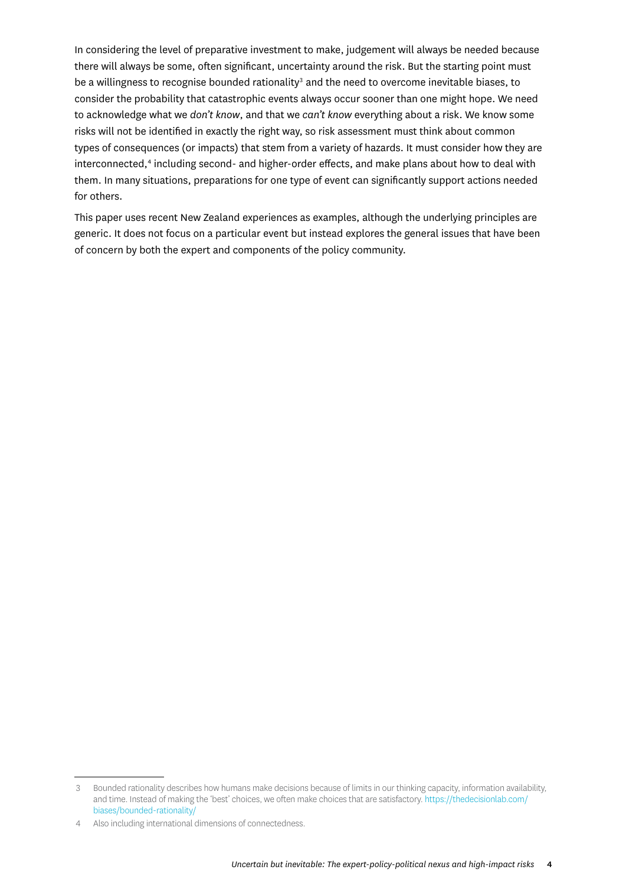In considering the level of preparative investment to make, judgement will always be needed because there will always be some, often significant, uncertainty around the risk. But the starting point must be a willingness to recognise bounded rationality[3] and the need to overcome inevitable biases, to consider the probability that catastrophic events always occur sooner than one might hope. We need to acknowledge what we *don't know*, and that we *can't know* everything about a risk. We know some risks will not be identified in exactly the right way, so risk assessment must think about common types of consequences (or impacts) that stem from a variety of hazards. It must consider how they are interconnected,[4] including second- and higher-order effects, and make plans about how to deal with them. In many situations, preparations for one type of event can significantly support actions needed for others.

This paper uses recent New Zealand experiences as examples, although the underlying principles are generic. It does not focus on a particular event but instead explores the general issues that have been of concern by both the expert and components of the policy community.

---

3 Bounded rationality describes how humans make decisions because of limits in our thinking capacity, information availability, and time. Instead of making the 'best' choices, we often make choices that are satisfactory. https://thedecisionlab.com/biases/bounded-rationality/

4 Also including international dimensions of connectedness.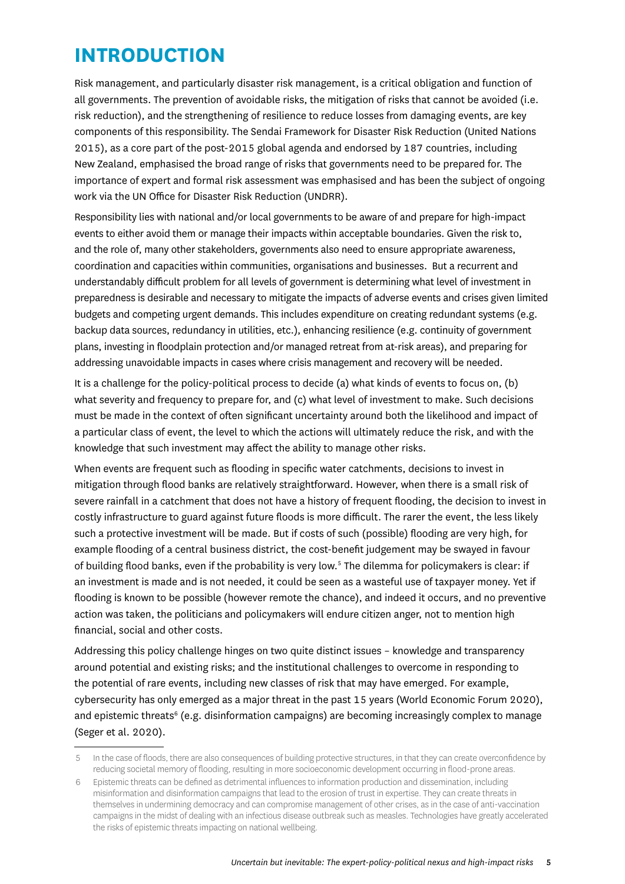# INTRODUCTION

Risk management, and particularly disaster risk management, is a critical obligation and function of all governments. The prevention of avoidable risks, the mitigation of risks that cannot be avoided (i.e. risk reduction), and the strengthening of resilience to reduce losses from damaging events, are key components of this responsibility. The Sendai Framework for Disaster Risk Reduction (United Nations 2015), as a core part of the post-2015 global agenda and endorsed by 187 countries, including New Zealand, emphasised the broad range of risks that governments need to be prepared for. The importance of expert and formal risk assessment was emphasised and has been the subject of ongoing work via the UN Office for Disaster Risk Reduction (UNDRR).

Responsibility lies with national and/or local governments to be aware of and prepare for high-impact events to either avoid them or manage their impacts within acceptable boundaries. Given the risk to, and the role of, many other stakeholders, governments also need to ensure appropriate awareness, coordination and capacities within communities, organisations and businesses. But a recurrent and understandably difficult problem for all levels of government is determining what level of investment in preparedness is desirable and necessary to mitigate the impacts of adverse events and crises given limited budgets and competing urgent demands. This includes expenditure on creating redundant systems (e.g. backup data sources, redundancy in utilities, etc.), enhancing resilience (e.g. continuity of government plans, investing in floodplain protection and/or managed retreat from at-risk areas), and preparing for addressing unavoidable impacts in cases where crisis management and recovery will be needed.

It is a challenge for the policy-political process to decide (a) what kinds of events to focus on, (b) what severity and frequency to prepare for, and (c) what level of investment to make. Such decisions must be made in the context of often significant uncertainty around both the likelihood and impact of a particular class of event, the level to which the actions will ultimately reduce the risk, and with the knowledge that such investment may affect the ability to manage other risks.

When events are frequent such as flooding in specific water catchments, decisions to invest in mitigation through flood banks are relatively straightforward. However, when there is a small risk of severe rainfall in a catchment that does not have a history of frequent flooding, the decision to invest in costly infrastructure to guard against future floods is more difficult. The rarer the event, the less likely such a protective investment will be made. But if costs of such (possible) flooding are very high, for example flooding of a central business district, the cost-benefit judgement may be swayed in favour of building flood banks, even if the probability is very low.[5] The dilemma for policymakers is clear: if an investment is made and is not needed, it could be seen as a wasteful use of taxpayer money. Yet if flooding is known to be possible (however remote the chance), and indeed it occurs, and no preventive action was taken, the politicians and policymakers will endure citizen anger, not to mention high financial, social and other costs.

Addressing this policy challenge hinges on two quite distinct issues – knowledge and transparency around potential and existing risks; and the institutional challenges to overcome in responding to the potential of rare events, including new classes of risk that may have emerged. For example, cybersecurity has only emerged as a major threat in the past 15 years (World Economic Forum 2020), and epistemic threats[6] (e.g. disinformation campaigns) are becoming increasingly complex to manage (Seger et al. 2020).

---

5 In the case of floods, there are also consequences of building protective structures, in that they can create overconfidence by reducing societal memory of flooding, resulting in more socioeconomic development occurring in flood-prone areas.

6 Epistemic threats can be defined as detrimental influences to information production and dissemination, including misinformation and disinformation campaigns that lead to the erosion of trust in expertise. They can create threats in themselves in undermining democracy and can compromise management of other crises, as in the case of anti-vaccination campaigns in the midst of dealing with an infectious disease outbreak such as measles. Technologies have greatly accelerated the risks of epistemic threats impacting on national wellbeing.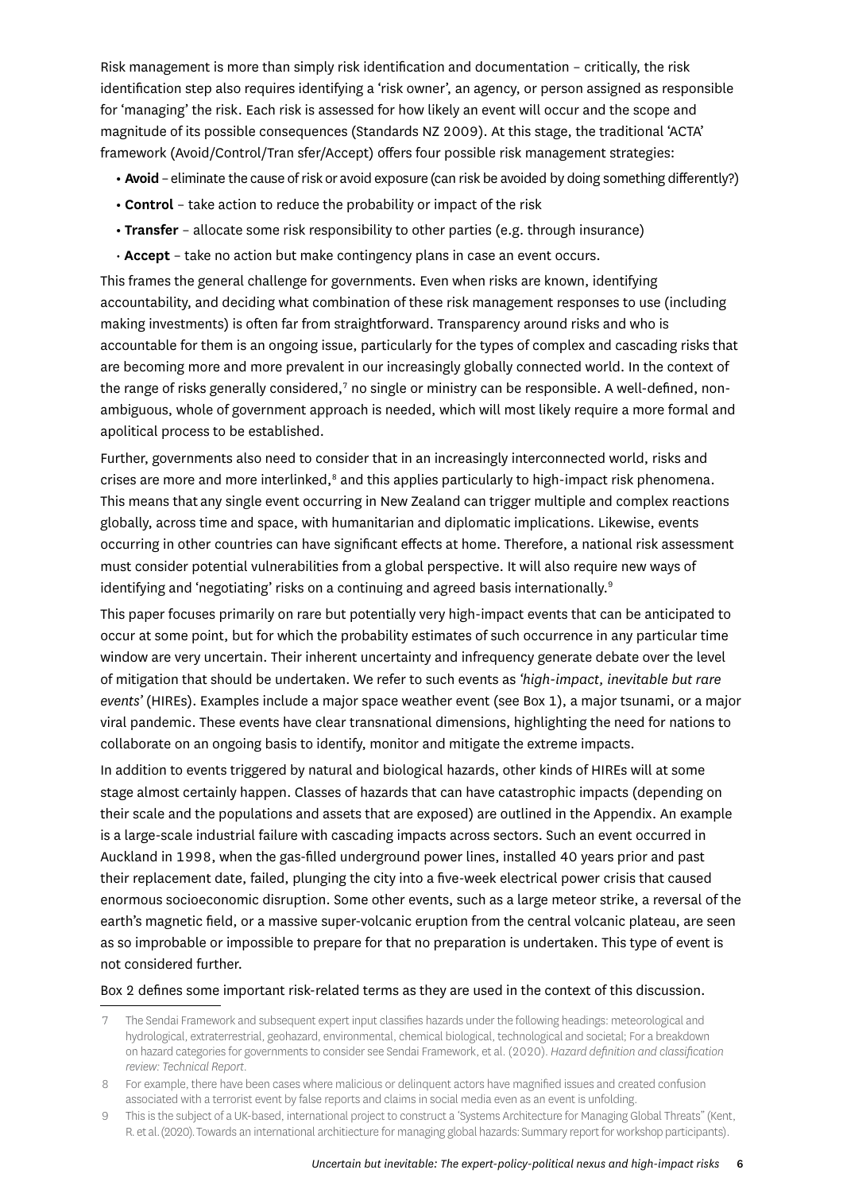Risk management is more than simply risk identification and documentation – critically, the risk identification step also requires identifying a 'risk owner', an agency, or person assigned as responsible for 'managing' the risk. Each risk is assessed for how likely an event will occur and the scope and magnitude of its possible consequences (Standards NZ 2009). At this stage, the traditional 'ACTA' framework (Avoid/Control/Tran sfer/Accept) offers four possible risk management strategies:

- **Avoid** – eliminate the cause of risk or avoid exposure (can risk be avoided by doing something differently?)
- **Control** – take action to reduce the probability or impact of the risk
- **Transfer** – allocate some risk responsibility to other parties (e.g. through insurance)
- **Accept** – take no action but make contingency plans in case an event occurs.

This frames the general challenge for governments. Even when risks are known, identifying accountability, and deciding what combination of these risk management responses to use (including making investments) is often far from straightforward. Transparency around risks and who is accountable for them is an ongoing issue, particularly for the types of complex and cascading risks that are becoming more and more prevalent in our increasingly globally connected world. In the context of the range of risks generally considered,[7] no single or ministry can be responsible. A well-defined, non-ambiguous, whole of government approach is needed, which will most likely require a more formal and apolitical process to be established.

Further, governments also need to consider that in an increasingly interconnected world, risks and crises are more and more interlinked,[8] and this applies particularly to high-impact risk phenomena. This means that any single event occurring in New Zealand can trigger multiple and complex reactions globally, across time and space, with humanitarian and diplomatic implications. Likewise, events occurring in other countries can have significant effects at home. Therefore, a national risk assessment must consider potential vulnerabilities from a global perspective. It will also require new ways of identifying and 'negotiating' risks on a continuing and agreed basis internationally.[9]

This paper focuses primarily on rare but potentially very high-impact events that can be anticipated to occur at some point, but for which the probability estimates of such occurrence in any particular time window are very uncertain. Their inherent uncertainty and infrequency generate debate over the level of mitigation that should be undertaken. We refer to such events as *'high-impact, inevitable but rare events'* (HIREs). Examples include a major space weather event (see Box 1), a major tsunami, or a major viral pandemic. These events have clear transnational dimensions, highlighting the need for nations to collaborate on an ongoing basis to identify, monitor and mitigate the extreme impacts.

In addition to events triggered by natural and biological hazards, other kinds of HIREs will at some stage almost certainly happen. Classes of hazards that can have catastrophic impacts (depending on their scale and the populations and assets that are exposed) are outlined in the Appendix. An example is a large-scale industrial failure with cascading impacts across sectors. Such an event occurred in Auckland in 1998, when the gas-filled underground power lines, installed 40 years prior and past their replacement date, failed, plunging the city into a five-week electrical power crisis that caused enormous socioeconomic disruption. Some other events, such as a large meteor strike, a reversal of the earth's magnetic field, or a massive super-volcanic eruption from the central volcanic plateau, are seen as so improbable or impossible to prepare for that no preparation is undertaken. This type of event is not considered further.

Box 2 defines some important risk-related terms as they are used in the context of this discussion.

---

7 The Sendai Framework and subsequent expert input classifies hazards under the following headings: meteorological and hydrological, extraterrestrial, geohazard, environmental, chemical biological, technological and societal; For a breakdown on hazard categories for governments to consider see Sendai Framework, et al. (2020). *Hazard definition and classification review: Technical Report*.

8 For example, there have been cases where malicious or delinquent actors have magnified issues and created confusion associated with a terrorist event by false reports and claims in social media even as an event is unfolding.

9 This is the subject of a UK-based, international project to construct a 'Systems Architecture for Managing Global Threats" (Kent, R. et al. (2020). Towards an international architiecture for managing global hazards: Summary report for workshop participants).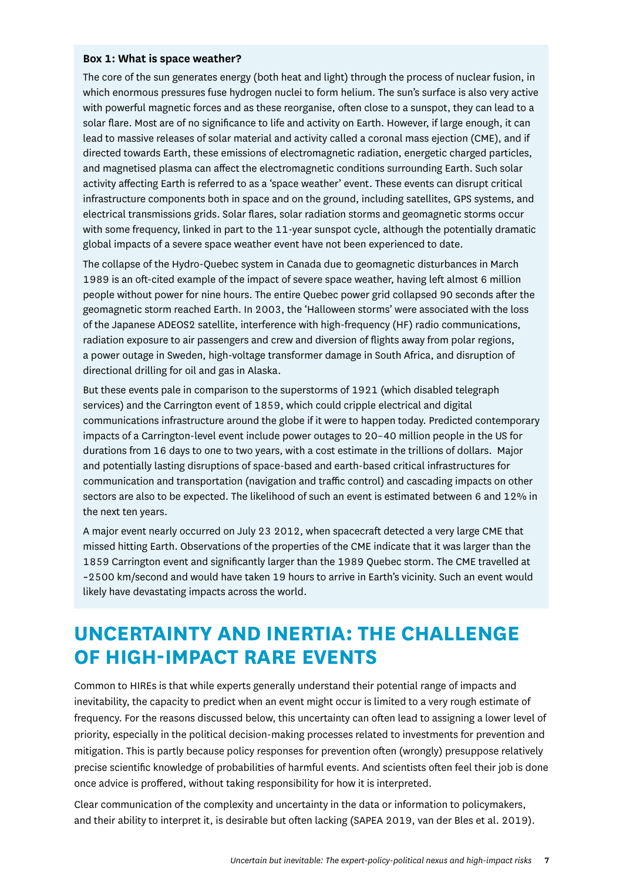**Box 1: What is space weather?**

The core of the sun generates energy (both heat and light) through the process of nuclear fusion, in which enormous pressures fuse hydrogen nuclei to form helium. The sun's surface is also very active with powerful magnetic forces and as these reorganise, often close to a sunspot, they can lead to a solar flare. Most are of no significance to life and activity on Earth. However, if large enough, it can lead to massive releases of solar material and activity called a coronal mass ejection (CME), and if directed towards Earth, these emissions of electromagnetic radiation, energetic charged particles, and magnetised plasma can affect the electromagnetic conditions surrounding Earth. Such solar activity affecting Earth is referred to as a 'space weather' event. These events can disrupt critical infrastructure components both in space and on the ground, including satellites, GPS systems, and electrical transmissions grids. Solar flares, solar radiation storms and geomagnetic storms occur with some frequency, linked in part to the 11-year sunspot cycle, although the potentially dramatic global impacts of a severe space weather event have not been experienced to date.

The collapse of the Hydro-Quebec system in Canada due to geomagnetic disturbances in March 1989 is an oft-cited example of the impact of severe space weather, having left almost 6 million people without power for nine hours. The entire Quebec power grid collapsed 90 seconds after the geomagnetic storm reached Earth. In 2003, the 'Halloween storms' were associated with the loss of the Japanese ADEOS2 satellite, interference with high-frequency (HF) radio communications, radiation exposure to air passengers and crew and diversion of flights away from polar regions, a power outage in Sweden, high-voltage transformer damage in South Africa, and disruption of directional drilling for oil and gas in Alaska.

But these events pale in comparison to the superstorms of 1921 (which disabled telegraph services) and the Carrington event of 1859, which could cripple electrical and digital communications infrastructure around the globe if it were to happen today. Predicted contemporary impacts of a Carrington-level event include power outages to 20–40 million people in the US for durations from 16 days to one to two years, with a cost estimate in the trillions of dollars. Major and potentially lasting disruptions of space-based and earth-based critical infrastructures for communication and transportation (navigation and traffic control) and cascading impacts on other sectors are also to be expected. The likelihood of such an event is estimated between 6 and 12% in the next ten years.

A major event nearly occurred on July 23 2012, when spacecraft detected a very large CME that missed hitting Earth. Observations of the properties of the CME indicate that it was larger than the 1859 Carrington event and significantly larger than the 1989 Quebec storm. The CME travelled at ~2500 km/second and would have taken 19 hours to arrive in Earth's vicinity. Such an event would likely have devastating impacts across the world.

## UNCERTAINTY AND INERTIA: THE CHALLENGE OF HIGH-IMPACT RARE EVENTS

Common to HIREs is that while experts generally understand their potential range of impacts and inevitability, the capacity to predict when an event might occur is limited to a very rough estimate of frequency. For the reasons discussed below, this uncertainty can often lead to assigning a lower level of priority, especially in the political decision-making processes related to investments for prevention and mitigation. This is partly because policy responses for prevention often (wrongly) presuppose relatively precise scientific knowledge of probabilities of harmful events. And scientists often feel their job is done once advice is proffered, without taking responsibility for how it is interpreted.

Clear communication of the complexity and uncertainty in the data or information to policymakers, and their ability to interpret it, is desirable but often lacking (SAPEA 2019, van der Bles et al. 2019).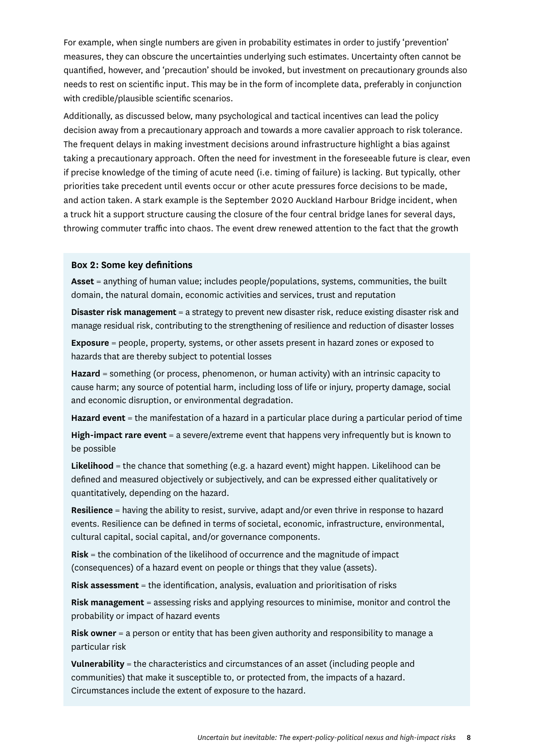For example, when single numbers are given in probability estimates in order to justify 'prevention' measures, they can obscure the uncertainties underlying such estimates. Uncertainty often cannot be quantified, however, and 'precaution' should be invoked, but investment on precautionary grounds also needs to rest on scientific input. This may be in the form of incomplete data, preferably in conjunction with credible/plausible scientific scenarios.

Additionally, as discussed below, many psychological and tactical incentives can lead the policy decision away from a precautionary approach and towards a more cavalier approach to risk tolerance. The frequent delays in making investment decisions around infrastructure highlight a bias against taking a precautionary approach. Often the need for investment in the foreseeable future is clear, even if precise knowledge of the timing of acute need (i.e. timing of failure) is lacking. But typically, other priorities take precedent until events occur or other acute pressures force decisions to be made, and action taken. A stark example is the September 2020 Auckland Harbour Bridge incident, when a truck hit a support structure causing the closure of the four central bridge lanes for several days, throwing commuter traffic into chaos. The event drew renewed attention to the fact that the growth

**Box 2: Some key definitions**

**Asset** = anything of human value; includes people/populations, systems, communities, the built domain, the natural domain, economic activities and services, trust and reputation

**Disaster risk management** = a strategy to prevent new disaster risk, reduce existing disaster risk and manage residual risk, contributing to the strengthening of resilience and reduction of disaster losses

**Exposure** = people, property, systems, or other assets present in hazard zones or exposed to hazards that are thereby subject to potential losses

**Hazard** = something (or process, phenomenon, or human activity) with an intrinsic capacity to cause harm; any source of potential harm, including loss of life or injury, property damage, social and economic disruption, or environmental degradation.

**Hazard event** = the manifestation of a hazard in a particular place during a particular period of time

**High-impact rare event** = a severe/extreme event that happens very infrequently but is known to be possible

**Likelihood** = the chance that something (e.g. a hazard event) might happen. Likelihood can be defined and measured objectively or subjectively, and can be expressed either qualitatively or quantitatively, depending on the hazard.

**Resilience** = having the ability to resist, survive, adapt and/or even thrive in response to hazard events. Resilience can be defined in terms of societal, economic, infrastructure, environmental, cultural capital, social capital, and/or governance components.

**Risk** = the combination of the likelihood of occurrence and the magnitude of impact (consequences) of a hazard event on people or things that they value (assets).

**Risk assessment** = the identification, analysis, evaluation and prioritisation of risks

**Risk management** = assessing risks and applying resources to minimise, monitor and control the probability or impact of hazard events

**Risk owner** = a person or entity that has been given authority and responsibility to manage a particular risk

**Vulnerability** = the characteristics and circumstances of an asset (including people and communities) that make it susceptible to, or protected from, the impacts of a hazard. Circumstances include the extent of exposure to the hazard.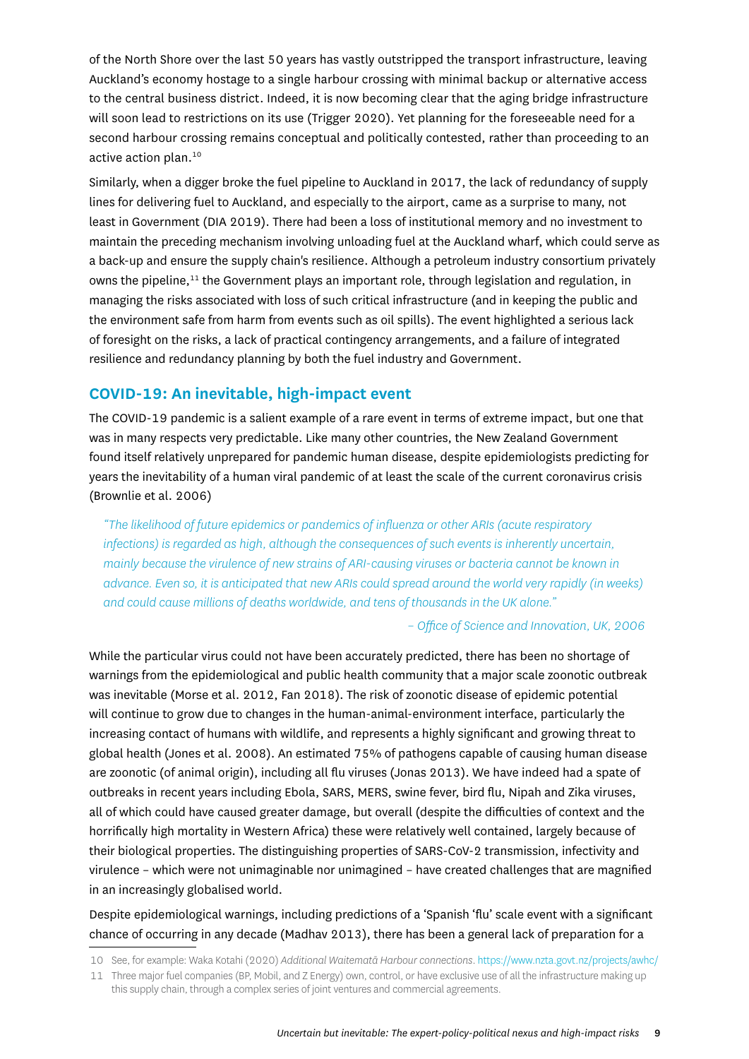of the North Shore over the last 50 years has vastly outstripped the transport infrastructure, leaving Auckland's economy hostage to a single harbour crossing with minimal backup or alternative access to the central business district. Indeed, it is now becoming clear that the aging bridge infrastructure will soon lead to restrictions on its use (Trigger 2020). Yet planning for the foreseeable need for a second harbour crossing remains conceptual and politically contested, rather than proceeding to an active action plan.[10]

Similarly, when a digger broke the fuel pipeline to Auckland in 2017, the lack of redundancy of supply lines for delivering fuel to Auckland, and especially to the airport, came as a surprise to many, not least in Government (DIA 2019). There had been a loss of institutional memory and no investment to maintain the preceding mechanism involving unloading fuel at the Auckland wharf, which could serve as a back-up and ensure the supply chain's resilience. Although a petroleum industry consortium privately owns the pipeline,[11] the Government plays an important role, through legislation and regulation, in managing the risks associated with loss of such critical infrastructure (and in keeping the public and the environment safe from harm from events such as oil spills). The event highlighted a serious lack of foresight on the risks, a lack of practical contingency arrangements, and a failure of integrated resilience and redundancy planning by both the fuel industry and Government.

## COVID-19: An inevitable, high-impact event

The COVID-19 pandemic is a salient example of a rare event in terms of extreme impact, but one that was in many respects very predictable. Like many other countries, the New Zealand Government found itself relatively unprepared for pandemic human disease, despite epidemiologists predicting for years the inevitability of a human viral pandemic of at least the scale of the current coronavirus crisis (Brownlie et al. 2006)

> *"The likelihood of future epidemics or pandemics of influenza or other ARIs (acute respiratory infections) is regarded as high, although the consequences of such events is inherently uncertain, mainly because the virulence of new strains of ARI-causing viruses or bacteria cannot be known in advance. Even so, it is anticipated that new ARIs could spread around the world very rapidly (in weeks) and could cause millions of deaths worldwide, and tens of thousands in the UK alone."*
>
> *– Office of Science and Innovation, UK, 2006*

While the particular virus could not have been accurately predicted, there has been no shortage of warnings from the epidemiological and public health community that a major scale zoonotic outbreak was inevitable (Morse et al. 2012, Fan 2018). The risk of zoonotic disease of epidemic potential will continue to grow due to changes in the human-animal-environment interface, particularly the increasing contact of humans with wildlife, and represents a highly significant and growing threat to global health (Jones et al. 2008). An estimated 75% of pathogens capable of causing human disease are zoonotic (of animal origin), including all flu viruses (Jonas 2013). We have indeed had a spate of outbreaks in recent years including Ebola, SARS, MERS, swine fever, bird flu, Nipah and Zika viruses, all of which could have caused greater damage, but overall (despite the difficulties of context and the horrifically high mortality in Western Africa) these were relatively well contained, largely because of their biological properties. The distinguishing properties of SARS-CoV-2 transmission, infectivity and virulence – which were not unimaginable nor unimagined – have created challenges that are magnified in an increasingly globalised world.

Despite epidemiological warnings, including predictions of a 'Spanish 'flu' scale event with a significant chance of occurring in any decade (Madhav 2013), there has been a general lack of preparation for a

---

10 See, for example: Waka Kotahi (2020) *Additional Waitematā Harbour connections*. https://www.nzta.govt.nz/projects/awhc/

11 Three major fuel companies (BP, Mobil, and Z Energy) own, control, or have exclusive use of all the infrastructure making up this supply chain, through a complex series of joint ventures and commercial agreements.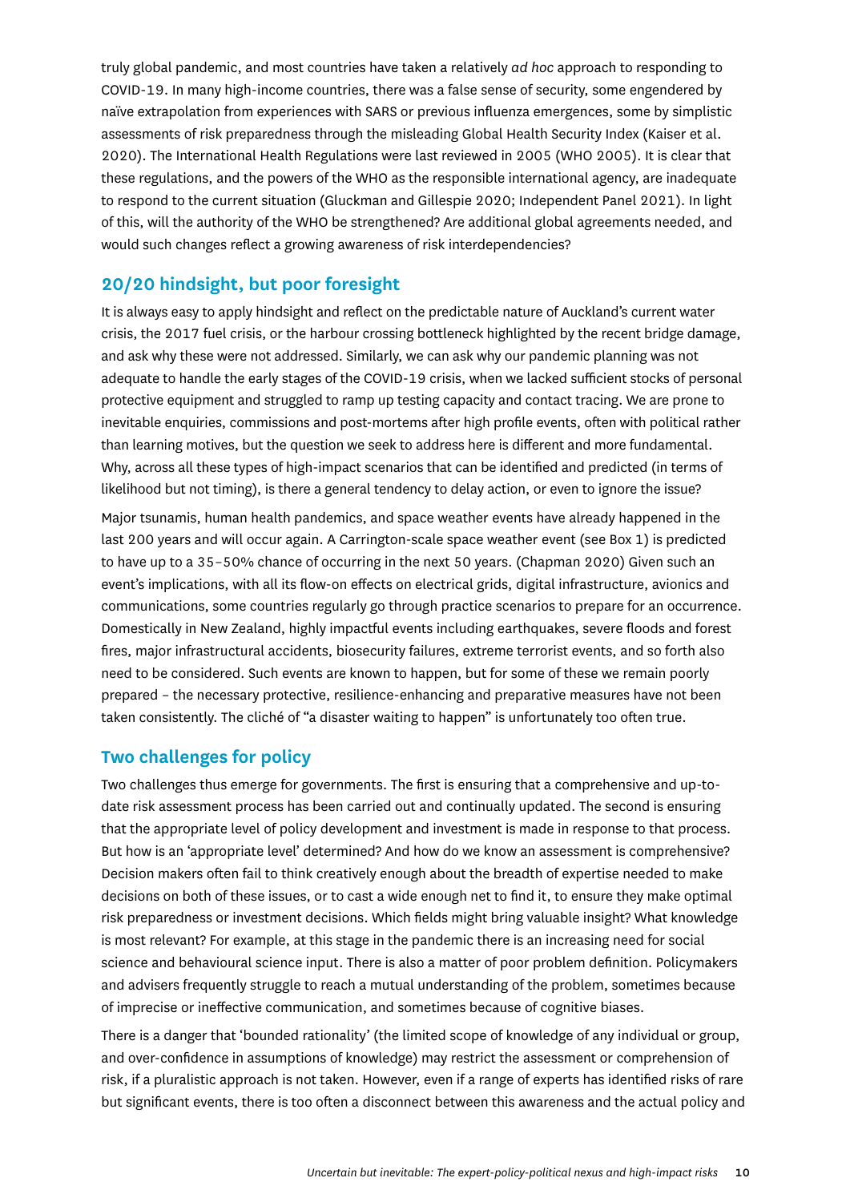truly global pandemic, and most countries have taken a relatively *ad hoc* approach to responding to COVID-19. In many high-income countries, there was a false sense of security, some engendered by naïve extrapolation from experiences with SARS or previous influenza emergences, some by simplistic assessments of risk preparedness through the misleading Global Health Security Index (Kaiser et al. 2020). The International Health Regulations were last reviewed in 2005 (WHO 2005). It is clear that these regulations, and the powers of the WHO as the responsible international agency, are inadequate to respond to the current situation (Gluckman and Gillespie 2020; Independent Panel 2021). In light of this, will the authority of the WHO be strengthened? Are additional global agreements needed, and would such changes reflect a growing awareness of risk interdependencies?

## 20/20 hindsight, but poor foresight

It is always easy to apply hindsight and reflect on the predictable nature of Auckland's current water crisis, the 2017 fuel crisis, or the harbour crossing bottleneck highlighted by the recent bridge damage, and ask why these were not addressed. Similarly, we can ask why our pandemic planning was not adequate to handle the early stages of the COVID-19 crisis, when we lacked sufficient stocks of personal protective equipment and struggled to ramp up testing capacity and contact tracing. We are prone to inevitable enquiries, commissions and post-mortems after high profile events, often with political rather than learning motives, but the question we seek to address here is different and more fundamental. Why, across all these types of high-impact scenarios that can be identified and predicted (in terms of likelihood but not timing), is there a general tendency to delay action, or even to ignore the issue?

Major tsunamis, human health pandemics, and space weather events have already happened in the last 200 years and will occur again. A Carrington-scale space weather event (see Box 1) is predicted to have up to a 35–50% chance of occurring in the next 50 years. (Chapman 2020) Given such an event's implications, with all its flow-on effects on electrical grids, digital infrastructure, avionics and communications, some countries regularly go through practice scenarios to prepare for an occurrence. Domestically in New Zealand, highly impactful events including earthquakes, severe floods and forest fires, major infrastructural accidents, biosecurity failures, extreme terrorist events, and so forth also need to be considered. Such events are known to happen, but for some of these we remain poorly prepared – the necessary protective, resilience-enhancing and preparative measures have not been taken consistently. The cliché of "a disaster waiting to happen" is unfortunately too often true.

## Two challenges for policy

Two challenges thus emerge for governments. The first is ensuring that a comprehensive and up-to-date risk assessment process has been carried out and continually updated. The second is ensuring that the appropriate level of policy development and investment is made in response to that process. But how is an 'appropriate level' determined? And how do we know an assessment is comprehensive? Decision makers often fail to think creatively enough about the breadth of expertise needed to make decisions on both of these issues, or to cast a wide enough net to find it, to ensure they make optimal risk preparedness or investment decisions. Which fields might bring valuable insight? What knowledge is most relevant? For example, at this stage in the pandemic there is an increasing need for social science and behavioural science input. There is also a matter of poor problem definition. Policymakers and advisers frequently struggle to reach a mutual understanding of the problem, sometimes because of imprecise or ineffective communication, and sometimes because of cognitive biases.

There is a danger that 'bounded rationality' (the limited scope of knowledge of any individual or group, and over-confidence in assumptions of knowledge) may restrict the assessment or comprehension of risk, if a pluralistic approach is not taken. However, even if a range of experts has identified risks of rare but significant events, there is too often a disconnect between this awareness and the actual policy and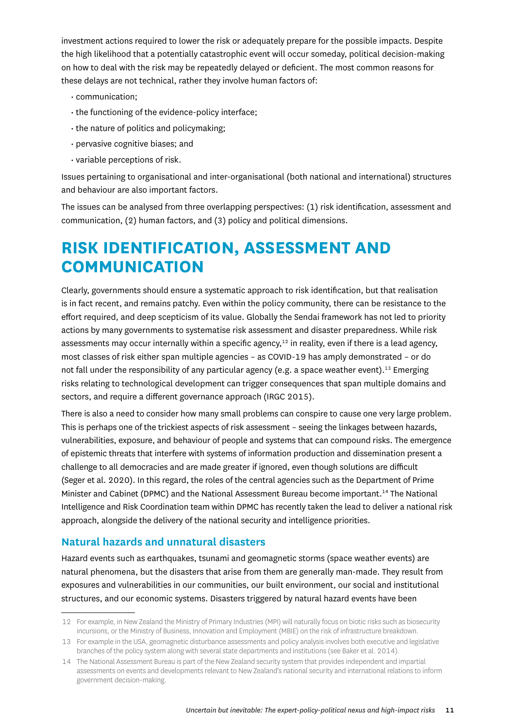investment actions required to lower the risk or adequately prepare for the possible impacts. Despite the high likelihood that a potentially catastrophic event will occur someday, political decision-making on how to deal with the risk may be repeatedly delayed or deficient. The most common reasons for these delays are not technical, rather they involve human factors of:

- communication;
- the functioning of the evidence-policy interface;
- the nature of politics and policymaking;
- pervasive cognitive biases; and
- variable perceptions of risk.

Issues pertaining to organisational and inter-organisational (both national and international) structures and behaviour are also important factors.

The issues can be analysed from three overlapping perspectives: (1) risk identification, assessment and communication, (2) human factors, and (3) policy and political dimensions.

# RISK IDENTIFICATION, ASSESSMENT AND COMMUNICATION

Clearly, governments should ensure a systematic approach to risk identification, but that realisation is in fact recent, and remains patchy. Even within the policy community, there can be resistance to the effort required, and deep scepticism of its value. Globally the Sendai framework has not led to priority actions by many governments to systematise risk assessment and disaster preparedness. While risk assessments may occur internally within a specific agency,[12] in reality, even if there is a lead agency, most classes of risk either span multiple agencies – as COVID-19 has amply demonstrated – or do not fall under the responsibility of any particular agency (e.g. a space weather event).[13] Emerging risks relating to technological development can trigger consequences that span multiple domains and sectors, and require a different governance approach (IRGC 2015).

There is also a need to consider how many small problems can conspire to cause one very large problem. This is perhaps one of the trickiest aspects of risk assessment – seeing the linkages between hazards, vulnerabilities, exposure, and behaviour of people and systems that can compound risks. The emergence of epistemic threats that interfere with systems of information production and dissemination present a challenge to all democracies and are made greater if ignored, even though solutions are difficult (Seger et al. 2020). In this regard, the roles of the central agencies such as the Department of Prime Minister and Cabinet (DPMC) and the National Assessment Bureau become important.[14] The National Intelligence and Risk Coordination team within DPMC has recently taken the lead to deliver a national risk approach, alongside the delivery of the national security and intelligence priorities.

## Natural hazards and unnatural disasters

Hazard events such as earthquakes, tsunami and geomagnetic storms (space weather events) are natural phenomena, but the disasters that arise from them are generally man-made. They result from exposures and vulnerabilities in our communities, our built environment, our social and institutional structures, and our economic systems. Disasters triggered by natural hazard events have been

---

12 For example, in New Zealand the Ministry of Primary Industries (MPI) will naturally focus on biotic risks such as biosecurity incursions, or the Ministry of Business, Innovation and Employment (MBIE) on the risk of infrastructure breakdown.

13 For example in the USA, geomagnetic disturbance assessments and policy analysis involves both executive and legislative branches of the policy system along with several state departments and institutions (see Baker et al. 2014).

14 The National Assessment Bureau is part of the New Zealand security system that provides independent and impartial assessments on events and developments relevant to New Zealand's national security and international relations to inform government decision-making.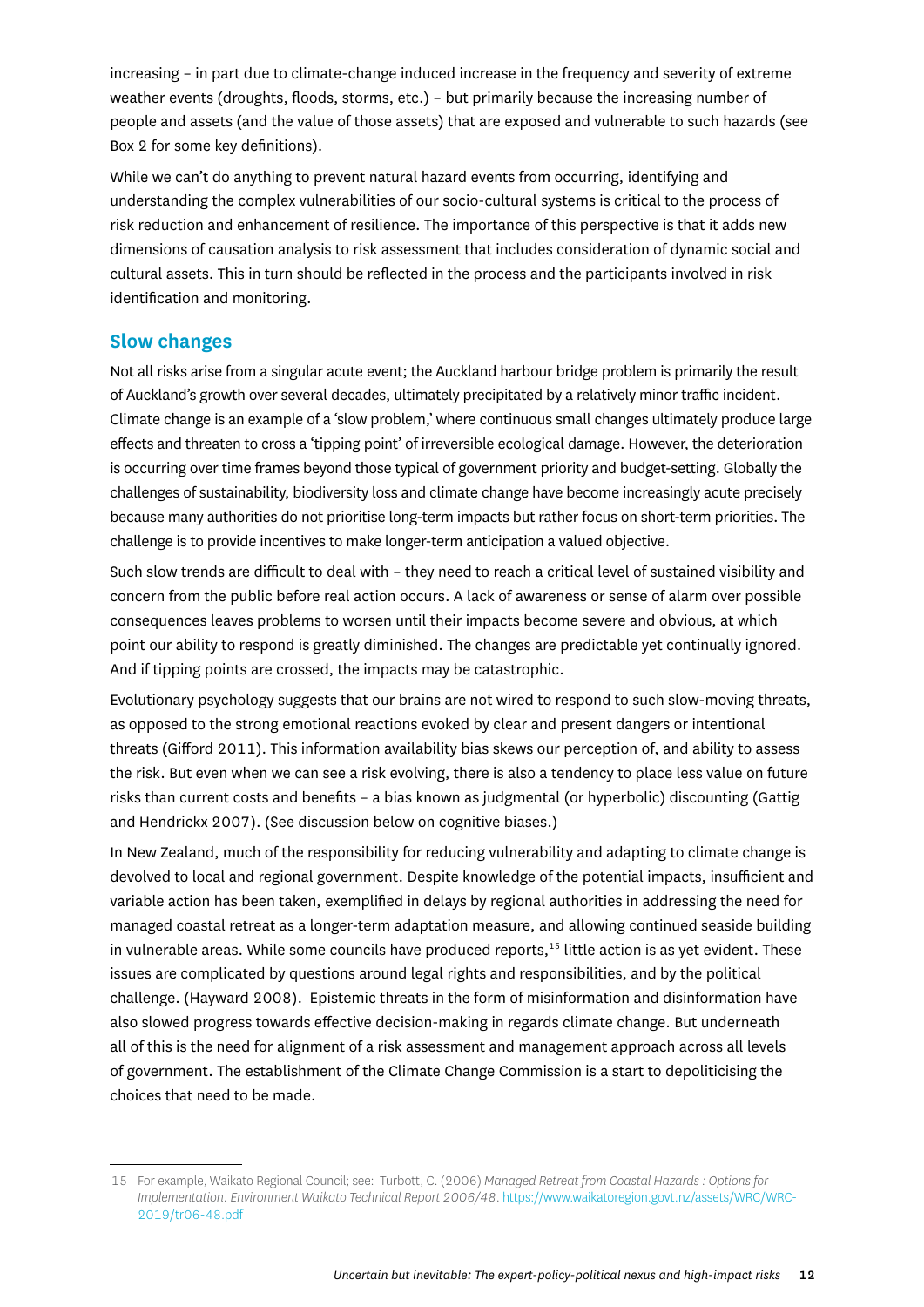increasing – in part due to climate-change induced increase in the frequency and severity of extreme weather events (droughts, floods, storms, etc.) – but primarily because the increasing number of people and assets (and the value of those assets) that are exposed and vulnerable to such hazards (see Box 2 for some key definitions).

While we can't do anything to prevent natural hazard events from occurring, identifying and understanding the complex vulnerabilities of our socio-cultural systems is critical to the process of risk reduction and enhancement of resilience. The importance of this perspective is that it adds new dimensions of causation analysis to risk assessment that includes consideration of dynamic social and cultural assets. This in turn should be reflected in the process and the participants involved in risk identification and monitoring.

## Slow changes

Not all risks arise from a singular acute event; the Auckland harbour bridge problem is primarily the result of Auckland's growth over several decades, ultimately precipitated by a relatively minor traffic incident. Climate change is an example of a 'slow problem,' where continuous small changes ultimately produce large effects and threaten to cross a 'tipping point' of irreversible ecological damage. However, the deterioration is occurring over time frames beyond those typical of government priority and budget-setting. Globally the challenges of sustainability, biodiversity loss and climate change have become increasingly acute precisely because many authorities do not prioritise long-term impacts but rather focus on short-term priorities. The challenge is to provide incentives to make longer-term anticipation a valued objective.

Such slow trends are difficult to deal with – they need to reach a critical level of sustained visibility and concern from the public before real action occurs. A lack of awareness or sense of alarm over possible consequences leaves problems to worsen until their impacts become severe and obvious, at which point our ability to respond is greatly diminished. The changes are predictable yet continually ignored. And if tipping points are crossed, the impacts may be catastrophic.

Evolutionary psychology suggests that our brains are not wired to respond to such slow-moving threats, as opposed to the strong emotional reactions evoked by clear and present dangers or intentional threats (Gifford 2011). This information availability bias skews our perception of, and ability to assess the risk. But even when we can see a risk evolving, there is also a tendency to place less value on future risks than current costs and benefits – a bias known as judgmental (or hyperbolic) discounting (Gattig and Hendrickx 2007). (See discussion below on cognitive biases.)

In New Zealand, much of the responsibility for reducing vulnerability and adapting to climate change is devolved to local and regional government. Despite knowledge of the potential impacts, insufficient and variable action has been taken, exemplified in delays by regional authorities in addressing the need for managed coastal retreat as a longer-term adaptation measure, and allowing continued seaside building in vulnerable areas. While some councils have produced reports,[15] little action is as yet evident. These issues are complicated by questions around legal rights and responsibilities, and by the political challenge. (Hayward 2008). Epistemic threats in the form of misinformation and disinformation have also slowed progress towards effective decision-making in regards climate change. But underneath all of this is the need for alignment of a risk assessment and management approach across all levels of government. The establishment of the Climate Change Commission is a start to depoliticising the choices that need to be made.

---

15 For example, Waikato Regional Council; see: Turbott, C. (2006) *Managed Retreat from Coastal Hazards : Options for Implementation. Environment Waikato Technical Report 2006/48*. https://www.waikatoregion.govt.nz/assets/WRC/WRC-2019/tr06-48.pdf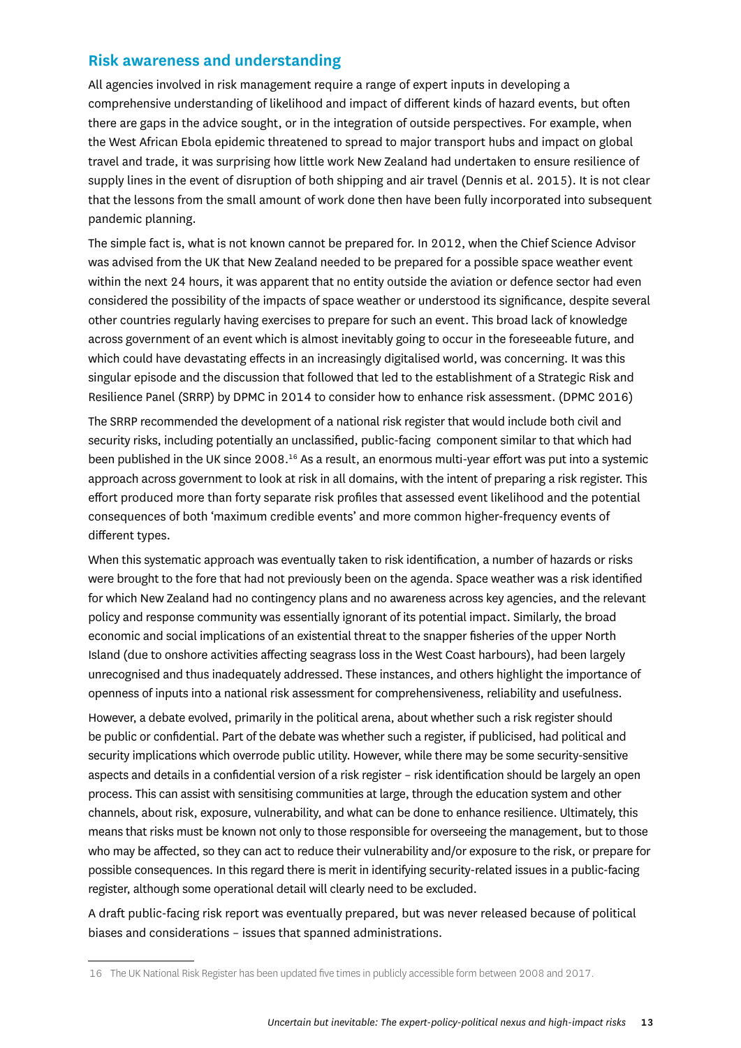## Risk awareness and understanding

All agencies involved in risk management require a range of expert inputs in developing a comprehensive understanding of likelihood and impact of different kinds of hazard events, but often there are gaps in the advice sought, or in the integration of outside perspectives. For example, when the West African Ebola epidemic threatened to spread to major transport hubs and impact on global travel and trade, it was surprising how little work New Zealand had undertaken to ensure resilience of supply lines in the event of disruption of both shipping and air travel (Dennis et al. 2015). It is not clear that the lessons from the small amount of work done then have been fully incorporated into subsequent pandemic planning.

The simple fact is, what is not known cannot be prepared for. In 2012, when the Chief Science Advisor was advised from the UK that New Zealand needed to be prepared for a possible space weather event within the next 24 hours, it was apparent that no entity outside the aviation or defence sector had even considered the possibility of the impacts of space weather or understood its significance, despite several other countries regularly having exercises to prepare for such an event. This broad lack of knowledge across government of an event which is almost inevitably going to occur in the foreseeable future, and which could have devastating effects in an increasingly digitalised world, was concerning. It was this singular episode and the discussion that followed that led to the establishment of a Strategic Risk and Resilience Panel (SRRP) by DPMC in 2014 to consider how to enhance risk assessment. (DPMC 2016)

The SRRP recommended the development of a national risk register that would include both civil and security risks, including potentially an unclassified, public-facing component similar to that which had been published in the UK since 2008.[16] As a result, an enormous multi-year effort was put into a systemic approach across government to look at risk in all domains, with the intent of preparing a risk register. This effort produced more than forty separate risk profiles that assessed event likelihood and the potential consequences of both 'maximum credible events' and more common higher-frequency events of different types.

When this systematic approach was eventually taken to risk identification, a number of hazards or risks were brought to the fore that had not previously been on the agenda. Space weather was a risk identified for which New Zealand had no contingency plans and no awareness across key agencies, and the relevant policy and response community was essentially ignorant of its potential impact. Similarly, the broad economic and social implications of an existential threat to the snapper fisheries of the upper North Island (due to onshore activities affecting seagrass loss in the West Coast harbours), had been largely unrecognised and thus inadequately addressed. These instances, and others highlight the importance of openness of inputs into a national risk assessment for comprehensiveness, reliability and usefulness.

However, a debate evolved, primarily in the political arena, about whether such a risk register should be public or confidential. Part of the debate was whether such a register, if publicised, had political and security implications which overrode public utility. However, while there may be some security-sensitive aspects and details in a confidential version of a risk register – risk identification should be largely an open process. This can assist with sensitising communities at large, through the education system and other channels, about risk, exposure, vulnerability, and what can be done to enhance resilience. Ultimately, this means that risks must be known not only to those responsible for overseeing the management, but to those who may be affected, so they can act to reduce their vulnerability and/or exposure to the risk, or prepare for possible consequences. In this regard there is merit in identifying security-related issues in a public-facing register, although some operational detail will clearly need to be excluded.

A draft public-facing risk report was eventually prepared, but was never released because of political biases and considerations – issues that spanned administrations.

---

16 The UK National Risk Register has been updated five times in publicly accessible form between 2008 and 2017.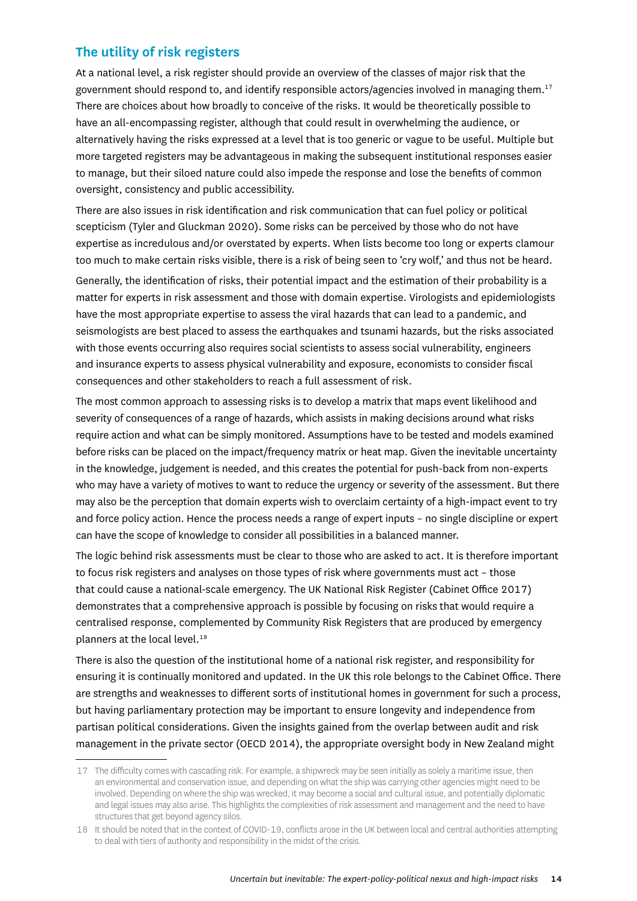## The utility of risk registers

At a national level, a risk register should provide an overview of the classes of major risk that the government should respond to, and identify responsible actors/agencies involved in managing them.[17] There are choices about how broadly to conceive of the risks. It would be theoretically possible to have an all-encompassing register, although that could result in overwhelming the audience, or alternatively having the risks expressed at a level that is too generic or vague to be useful. Multiple but more targeted registers may be advantageous in making the subsequent institutional responses easier to manage, but their siloed nature could also impede the response and lose the benefits of common oversight, consistency and public accessibility.

There are also issues in risk identification and risk communication that can fuel policy or political scepticism (Tyler and Gluckman 2020). Some risks can be perceived by those who do not have expertise as incredulous and/or overstated by experts. When lists become too long or experts clamour too much to make certain risks visible, there is a risk of being seen to 'cry wolf,' and thus not be heard.

Generally, the identification of risks, their potential impact and the estimation of their probability is a matter for experts in risk assessment and those with domain expertise. Virologists and epidemiologists have the most appropriate expertise to assess the viral hazards that can lead to a pandemic, and seismologists are best placed to assess the earthquakes and tsunami hazards, but the risks associated with those events occurring also requires social scientists to assess social vulnerability, engineers and insurance experts to assess physical vulnerability and exposure, economists to consider fiscal consequences and other stakeholders to reach a full assessment of risk.

The most common approach to assessing risks is to develop a matrix that maps event likelihood and severity of consequences of a range of hazards, which assists in making decisions around what risks require action and what can be simply monitored. Assumptions have to be tested and models examined before risks can be placed on the impact/frequency matrix or heat map. Given the inevitable uncertainty in the knowledge, judgement is needed, and this creates the potential for push-back from non-experts who may have a variety of motives to want to reduce the urgency or severity of the assessment. But there may also be the perception that domain experts wish to overclaim certainty of a high-impact event to try and force policy action. Hence the process needs a range of expert inputs – no single discipline or expert can have the scope of knowledge to consider all possibilities in a balanced manner.

The logic behind risk assessments must be clear to those who are asked to act. It is therefore important to focus risk registers and analyses on those types of risk where governments must act – those that could cause a national-scale emergency. The UK National Risk Register (Cabinet Office 2017) demonstrates that a comprehensive approach is possible by focusing on risks that would require a centralised response, complemented by Community Risk Registers that are produced by emergency planners at the local level.[18]

There is also the question of the institutional home of a national risk register, and responsibility for ensuring it is continually monitored and updated. In the UK this role belongs to the Cabinet Office. There are strengths and weaknesses to different sorts of institutional homes in government for such a process, but having parliamentary protection may be important to ensure longevity and independence from partisan political considerations. Given the insights gained from the overlap between audit and risk management in the private sector (OECD 2014), the appropriate oversight body in New Zealand might

---

17 The difficulty comes with cascading risk. For example, a shipwreck may be seen initially as solely a maritime issue, then an environmental and conservation issue, and depending on what the ship was carrying other agencies might need to be involved. Depending on where the ship was wrecked, it may become a social and cultural issue, and potentially diplomatic and legal issues may also arise. This highlights the complexities of risk assessment and management and the need to have structures that get beyond agency silos.

18 It should be noted that in the context of COVID-19, conflicts arose in the UK between local and central authorities attempting to deal with tiers of authority and responsibility in the midst of the crisis.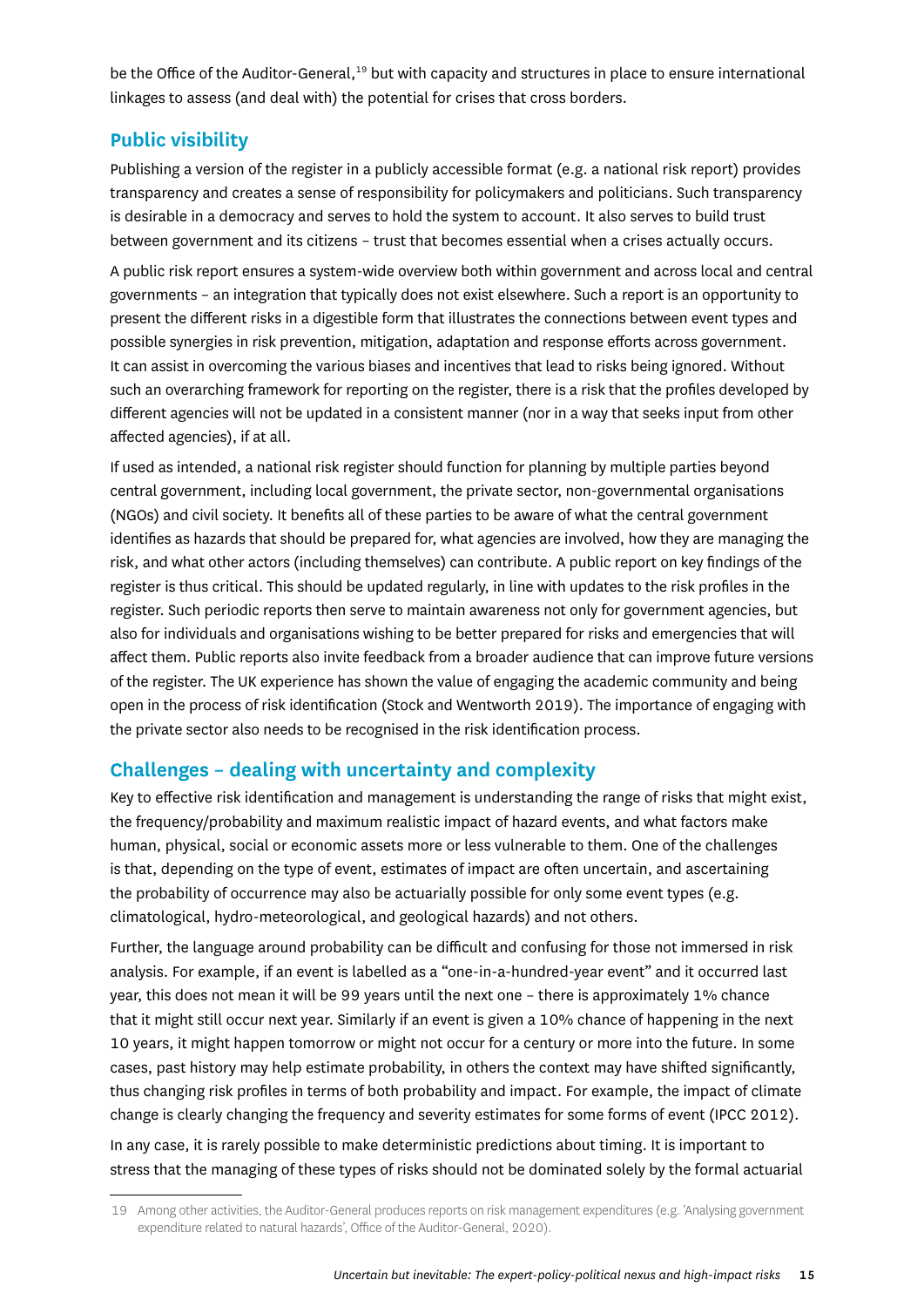be the Office of the Auditor-General,[19] but with capacity and structures in place to ensure international linkages to assess (and deal with) the potential for crises that cross borders.

## Public visibility

Publishing a version of the register in a publicly accessible format (e.g. a national risk report) provides transparency and creates a sense of responsibility for policymakers and politicians. Such transparency is desirable in a democracy and serves to hold the system to account. It also serves to build trust between government and its citizens – trust that becomes essential when a crises actually occurs.

A public risk report ensures a system-wide overview both within government and across local and central governments – an integration that typically does not exist elsewhere. Such a report is an opportunity to present the different risks in a digestible form that illustrates the connections between event types and possible synergies in risk prevention, mitigation, adaptation and response efforts across government. It can assist in overcoming the various biases and incentives that lead to risks being ignored. Without such an overarching framework for reporting on the register, there is a risk that the profiles developed by different agencies will not be updated in a consistent manner (nor in a way that seeks input from other affected agencies), if at all.

If used as intended, a national risk register should function for planning by multiple parties beyond central government, including local government, the private sector, non-governmental organisations (NGOs) and civil society. It benefits all of these parties to be aware of what the central government identifies as hazards that should be prepared for, what agencies are involved, how they are managing the risk, and what other actors (including themselves) can contribute. A public report on key findings of the register is thus critical. This should be updated regularly, in line with updates to the risk profiles in the register. Such periodic reports then serve to maintain awareness not only for government agencies, but also for individuals and organisations wishing to be better prepared for risks and emergencies that will affect them. Public reports also invite feedback from a broader audience that can improve future versions of the register. The UK experience has shown the value of engaging the academic community and being open in the process of risk identification (Stock and Wentworth 2019). The importance of engaging with the private sector also needs to be recognised in the risk identification process.

## Challenges – dealing with uncertainty and complexity

Key to effective risk identification and management is understanding the range of risks that might exist, the frequency/probability and maximum realistic impact of hazard events, and what factors make human, physical, social or economic assets more or less vulnerable to them. One of the challenges is that, depending on the type of event, estimates of impact are often uncertain, and ascertaining the probability of occurrence may also be actuarially possible for only some event types (e.g. climatological, hydro-meteorological, and geological hazards) and not others.

Further, the language around probability can be difficult and confusing for those not immersed in risk analysis. For example, if an event is labelled as a "one-in-a-hundred-year event" and it occurred last year, this does not mean it will be 99 years until the next one – there is approximately 1% chance that it might still occur next year. Similarly if an event is given a 10% chance of happening in the next 10 years, it might happen tomorrow or might not occur for a century or more into the future. In some cases, past history may help estimate probability, in others the context may have shifted significantly, thus changing risk profiles in terms of both probability and impact. For example, the impact of climate change is clearly changing the frequency and severity estimates for some forms of event (IPCC 2012).

In any case, it is rarely possible to make deterministic predictions about timing. It is important to stress that the managing of these types of risks should not be dominated solely by the formal actuarial

---

19 Among other activities, the Auditor-General produces reports on risk management expenditures (e.g. 'Analysing government expenditure related to natural hazards', Office of the Auditor-General, 2020).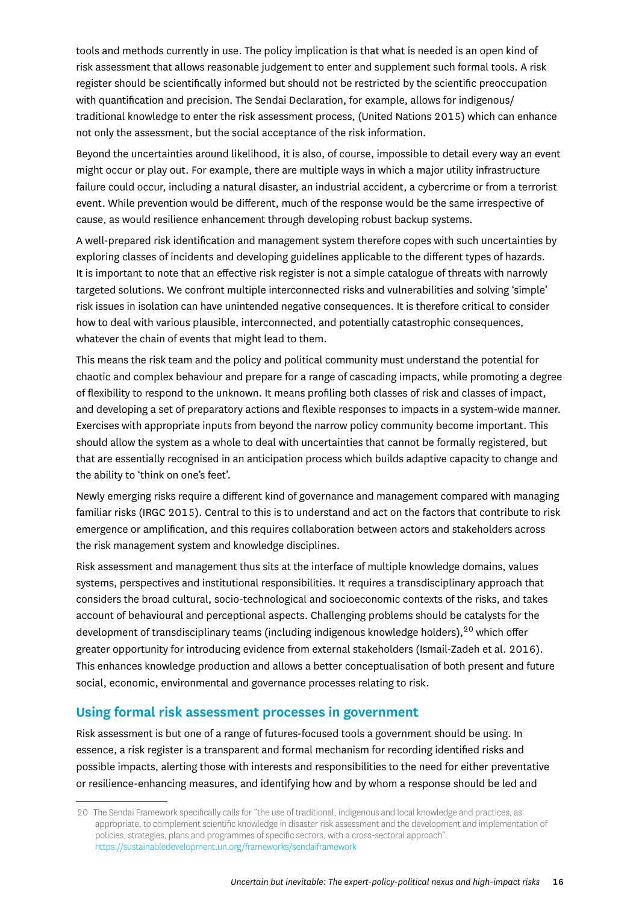tools and methods currently in use. The policy implication is that what is needed is an open kind of risk assessment that allows reasonable judgement to enter and supplement such formal tools. A risk register should be scientifically informed but should not be restricted by the scientific preoccupation with quantification and precision. The Sendai Declaration, for example, allows for indigenous/traditional knowledge to enter the risk assessment process, (United Nations 2015) which can enhance not only the assessment, but the social acceptance of the risk information.

Beyond the uncertainties around likelihood, it is also, of course, impossible to detail every way an event might occur or play out. For example, there are multiple ways in which a major utility infrastructure failure could occur, including a natural disaster, an industrial accident, a cybercrime or from a terrorist event. While prevention would be different, much of the response would be the same irrespective of cause, as would resilience enhancement through developing robust backup systems.

A well-prepared risk identification and management system therefore copes with such uncertainties by exploring classes of incidents and developing guidelines applicable to the different types of hazards. It is important to note that an effective risk register is not a simple catalogue of threats with narrowly targeted solutions. We confront multiple interconnected risks and vulnerabilities and solving 'simple' risk issues in isolation can have unintended negative consequences. It is therefore critical to consider how to deal with various plausible, interconnected, and potentially catastrophic consequences, whatever the chain of events that might lead to them.

This means the risk team and the policy and political community must understand the potential for chaotic and complex behaviour and prepare for a range of cascading impacts, while promoting a degree of flexibility to respond to the unknown. It means profiling both classes of risk and classes of impact, and developing a set of preparatory actions and flexible responses to impacts in a system-wide manner. Exercises with appropriate inputs from beyond the narrow policy community become important. This should allow the system as a whole to deal with uncertainties that cannot be formally registered, but that are essentially recognised in an anticipation process which builds adaptive capacity to change and the ability to 'think on one's feet'.

Newly emerging risks require a different kind of governance and management compared with managing familiar risks (IRGC 2015). Central to this is to understand and act on the factors that contribute to risk emergence or amplification, and this requires collaboration between actors and stakeholders across the risk management system and knowledge disciplines.

Risk assessment and management thus sits at the interface of multiple knowledge domains, values systems, perspectives and institutional responsibilities. It requires a transdisciplinary approach that considers the broad cultural, socio-technological and socioeconomic contexts of the risks, and takes account of behavioural and perceptional aspects. Challenging problems should be catalysts for the development of transdisciplinary teams (including indigenous knowledge holders),[20] which offer greater opportunity for introducing evidence from external stakeholders (Ismail-Zadeh et al. 2016). This enhances knowledge production and allows a better conceptualisation of both present and future social, economic, environmental and governance processes relating to risk.

## Using formal risk assessment processes in government

Risk assessment is but one of a range of futures-focused tools a government should be using. In essence, a risk register is a transparent and formal mechanism for recording identified risks and possible impacts, alerting those with interests and responsibilities to the need for either preventative or resilience-enhancing measures, and identifying how and by whom a response should be led and

---

20 The Sendai Framework specifically calls for "the use of traditional, indigenous and local knowledge and practices, as appropriate, to complement scientific knowledge in disaster risk assessment and the development and implementation of policies, strategies, plans and programmes of specific sectors, with a cross-sectoral approach". https://sustainabledevelopment.un.org/frameworks/sendaiframework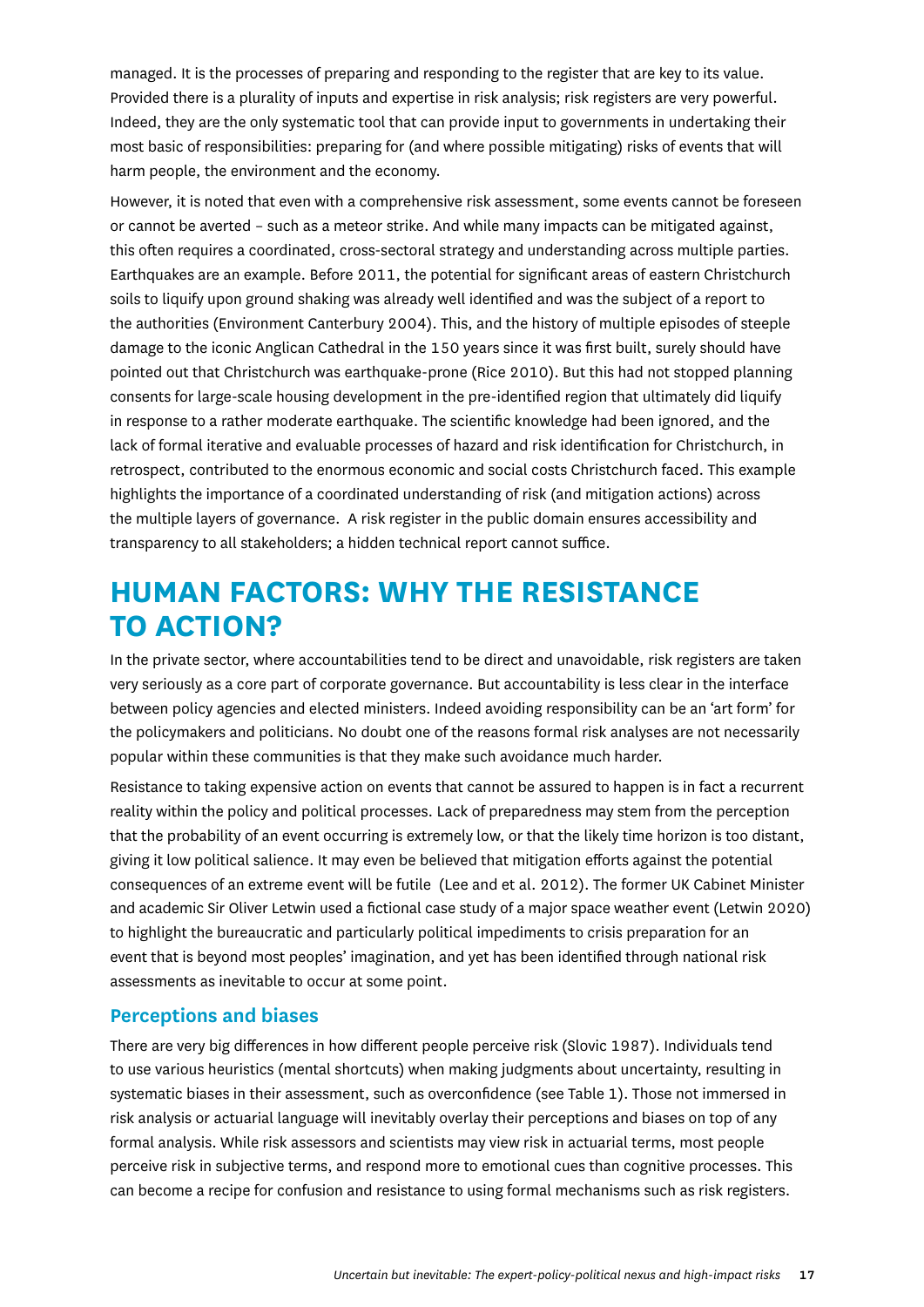managed. It is the processes of preparing and responding to the register that are key to its value. Provided there is a plurality of inputs and expertise in risk analysis; risk registers are very powerful. Indeed, they are the only systematic tool that can provide input to governments in undertaking their most basic of responsibilities: preparing for (and where possible mitigating) risks of events that will harm people, the environment and the economy.

However, it is noted that even with a comprehensive risk assessment, some events cannot be foreseen or cannot be averted – such as a meteor strike. And while many impacts can be mitigated against, this often requires a coordinated, cross-sectoral strategy and understanding across multiple parties. Earthquakes are an example. Before 2011, the potential for significant areas of eastern Christchurch soils to liquify upon ground shaking was already well identified and was the subject of a report to the authorities (Environment Canterbury 2004). This, and the history of multiple episodes of steeple damage to the iconic Anglican Cathedral in the 150 years since it was first built, surely should have pointed out that Christchurch was earthquake-prone (Rice 2010). But this had not stopped planning consents for large-scale housing development in the pre-identified region that ultimately did liquify in response to a rather moderate earthquake. The scientific knowledge had been ignored, and the lack of formal iterative and evaluable processes of hazard and risk identification for Christchurch, in retrospect, contributed to the enormous economic and social costs Christchurch faced. This example highlights the importance of a coordinated understanding of risk (and mitigation actions) across the multiple layers of governance. A risk register in the public domain ensures accessibility and transparency to all stakeholders; a hidden technical report cannot suffice.

# HUMAN FACTORS: WHY THE RESISTANCE TO ACTION?

In the private sector, where accountabilities tend to be direct and unavoidable, risk registers are taken very seriously as a core part of corporate governance. But accountability is less clear in the interface between policy agencies and elected ministers. Indeed avoiding responsibility can be an 'art form' for the policymakers and politicians. No doubt one of the reasons formal risk analyses are not necessarily popular within these communities is that they make such avoidance much harder.

Resistance to taking expensive action on events that cannot be assured to happen is in fact a recurrent reality within the policy and political processes. Lack of preparedness may stem from the perception that the probability of an event occurring is extremely low, or that the likely time horizon is too distant, giving it low political salience. It may even be believed that mitigation efforts against the potential consequences of an extreme event will be futile (Lee and et al. 2012). The former UK Cabinet Minister and academic Sir Oliver Letwin used a fictional case study of a major space weather event (Letwin 2020) to highlight the bureaucratic and particularly political impediments to crisis preparation for an event that is beyond most peoples' imagination, and yet has been identified through national risk assessments as inevitable to occur at some point.

## Perceptions and biases

There are very big differences in how different people perceive risk (Slovic 1987). Individuals tend to use various heuristics (mental shortcuts) when making judgments about uncertainty, resulting in systematic biases in their assessment, such as overconfidence (see Table 1). Those not immersed in risk analysis or actuarial language will inevitably overlay their perceptions and biases on top of any formal analysis. While risk assessors and scientists may view risk in actuarial terms, most people perceive risk in subjective terms, and respond more to emotional cues than cognitive processes. This can become a recipe for confusion and resistance to using formal mechanisms such as risk registers.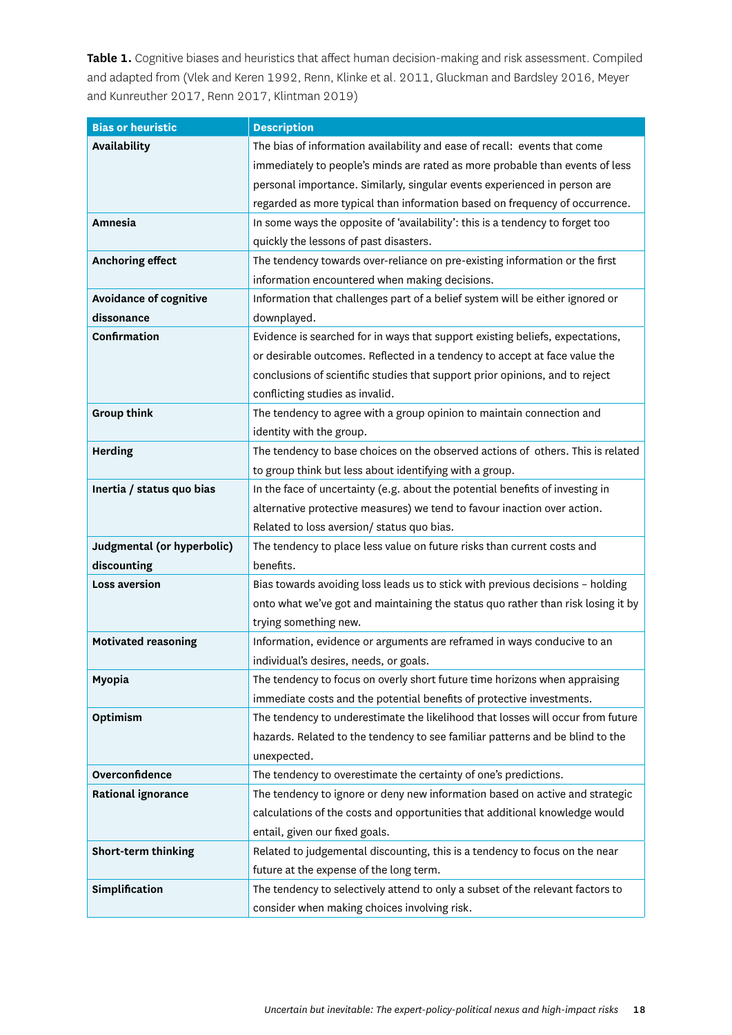**Table 1.** Cognitive biases and heuristics that affect human decision-making and risk assessment. Compiled and adapted from (Vlek and Keren 1992, Renn, Klinke et al. 2011, Gluckman and Bardsley 2016, Meyer and Kunreuther 2017, Renn 2017, Klintman 2019)

| Bias or heuristic | Description |
|---|---|
| **Availability** | The bias of information availability and ease of recall: events that come immediately to people's minds are rated as more probable than events of less personal importance. Similarly, singular events experienced in person are regarded as more typical than information based on frequency of occurrence. |
| **Amnesia** | In some ways the opposite of 'availability': this is a tendency to forget too quickly the lessons of past disasters. |
| **Anchoring effect** | The tendency towards over-reliance on pre-existing information or the first information encountered when making decisions. |
| **Avoidance of cognitive dissonance** | Information that challenges part of a belief system will be either ignored or downplayed. |
| **Confirmation** | Evidence is searched for in ways that support existing beliefs, expectations, or desirable outcomes. Reflected in a tendency to accept at face value the conclusions of scientific studies that support prior opinions, and to reject conflicting studies as invalid. |
| **Group think** | The tendency to agree with a group opinion to maintain connection and identity with the group. |
| **Herding** | The tendency to base choices on the observed actions of others. This is related to group think but less about identifying with a group. |
| **Inertia / status quo bias** | In the face of uncertainty (e.g. about the potential benefits of investing in alternative protective measures) we tend to favour inaction over action. Related to loss aversion/ status quo bias. |
| **Judgmental (or hyperbolic) discounting** | The tendency to place less value on future risks than current costs and benefits. |
| **Loss aversion** | Bias towards avoiding loss leads us to stick with previous decisions – holding onto what we've got and maintaining the status quo rather than risk losing it by trying something new. |
| **Motivated reasoning** | Information, evidence or arguments are reframed in ways conducive to an individual's desires, needs, or goals. |
| **Myopia** | The tendency to focus on overly short future time horizons when appraising immediate costs and the potential benefits of protective investments. |
| **Optimism** | The tendency to underestimate the likelihood that losses will occur from future hazards. Related to the tendency to see familiar patterns and be blind to the unexpected. |
| **Overconfidence** | The tendency to overestimate the certainty of one's predictions. |
| **Rational ignorance** | The tendency to ignore or deny new information based on active and strategic calculations of the costs and opportunities that additional knowledge would entail, given our fixed goals. |
| **Short-term thinking** | Related to judgemental discounting, this is a tendency to focus on the near future at the expense of the long term. |
| **Simplification** | The tendency to selectively attend to only a subset of the relevant factors to consider when making choices involving risk. |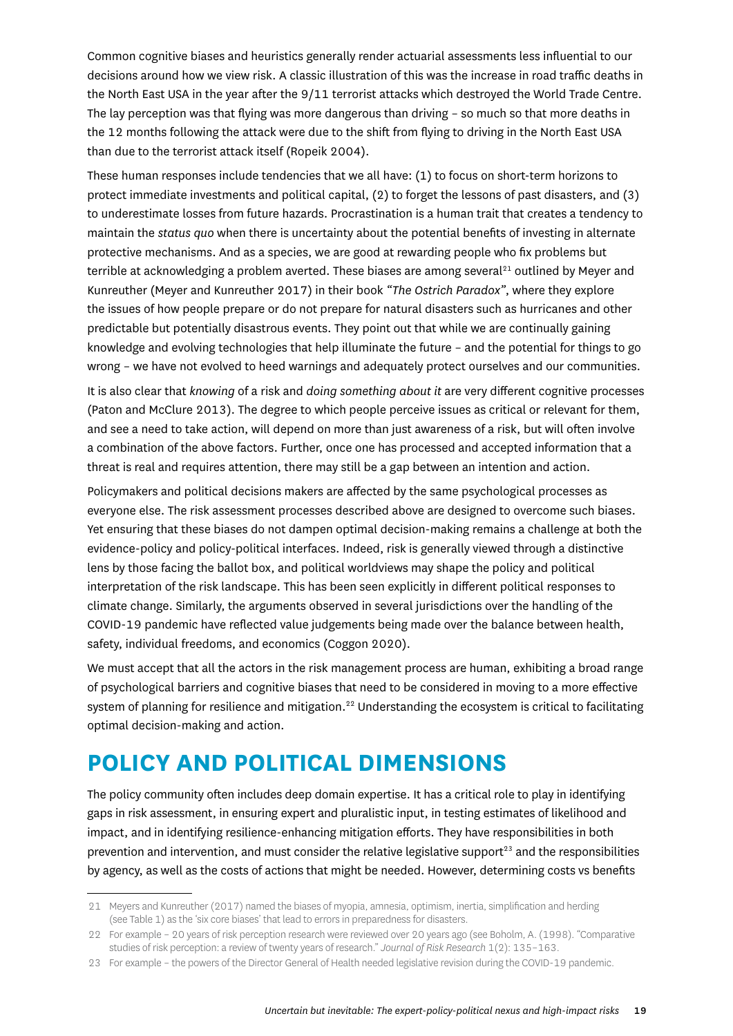Common cognitive biases and heuristics generally render actuarial assessments less influential to our decisions around how we view risk. A classic illustration of this was the increase in road traffic deaths in the North East USA in the year after the 9/11 terrorist attacks which destroyed the World Trade Centre. The lay perception was that flying was more dangerous than driving – so much so that more deaths in the 12 months following the attack were due to the shift from flying to driving in the North East USA than due to the terrorist attack itself (Ropeik 2004).

These human responses include tendencies that we all have: (1) to focus on short-term horizons to protect immediate investments and political capital, (2) to forget the lessons of past disasters, and (3) to underestimate losses from future hazards. Procrastination is a human trait that creates a tendency to maintain the *status quo* when there is uncertainty about the potential benefits of investing in alternate protective mechanisms. And as a species, we are good at rewarding people who fix problems but terrible at acknowledging a problem averted. These biases are among several[21] outlined by Meyer and Kunreuther (Meyer and Kunreuther 2017) in their book *"The Ostrich Paradox"*, where they explore the issues of how people prepare or do not prepare for natural disasters such as hurricanes and other predictable but potentially disastrous events. They point out that while we are continually gaining knowledge and evolving technologies that help illuminate the future – and the potential for things to go wrong – we have not evolved to heed warnings and adequately protect ourselves and our communities.

It is also clear that *knowing* of a risk and *doing something about it* are very different cognitive processes (Paton and McClure 2013). The degree to which people perceive issues as critical or relevant for them, and see a need to take action, will depend on more than just awareness of a risk, but will often involve a combination of the above factors. Further, once one has processed and accepted information that a threat is real and requires attention, there may still be a gap between an intention and action.

Policymakers and political decisions makers are affected by the same psychological processes as everyone else. The risk assessment processes described above are designed to overcome such biases. Yet ensuring that these biases do not dampen optimal decision-making remains a challenge at both the evidence-policy and policy-political interfaces. Indeed, risk is generally viewed through a distinctive lens by those facing the ballot box, and political worldviews may shape the policy and political interpretation of the risk landscape. This has been seen explicitly in different political responses to climate change. Similarly, the arguments observed in several jurisdictions over the handling of the COVID-19 pandemic have reflected value judgements being made over the balance between health, safety, individual freedoms, and economics (Coggon 2020).

We must accept that all the actors in the risk management process are human, exhibiting a broad range of psychological barriers and cognitive biases that need to be considered in moving to a more effective system of planning for resilience and mitigation.[22] Understanding the ecosystem is critical to facilitating optimal decision-making and action.

## POLICY AND POLITICAL DIMENSIONS

The policy community often includes deep domain expertise. It has a critical role to play in identifying gaps in risk assessment, in ensuring expert and pluralistic input, in testing estimates of likelihood and impact, and in identifying resilience-enhancing mitigation efforts. They have responsibilities in both prevention and intervention, and must consider the relative legislative support[23] and the responsibilities by agency, as well as the costs of actions that might be needed. However, determining costs vs benefits

---

21 Meyers and Kunreuther (2017) named the biases of myopia, amnesia, optimism, inertia, simplification and herding (see Table 1) as the 'six core biases' that lead to errors in preparedness for disasters.

22 For example – 20 years of risk perception research were reviewed over 20 years ago (see Boholm, A. (1998). "Comparative studies of risk perception: a review of twenty years of research." *Journal of Risk Research* 1(2): 135–163.

23 For example – the powers of the Director General of Health needed legislative revision during the COVID-19 pandemic.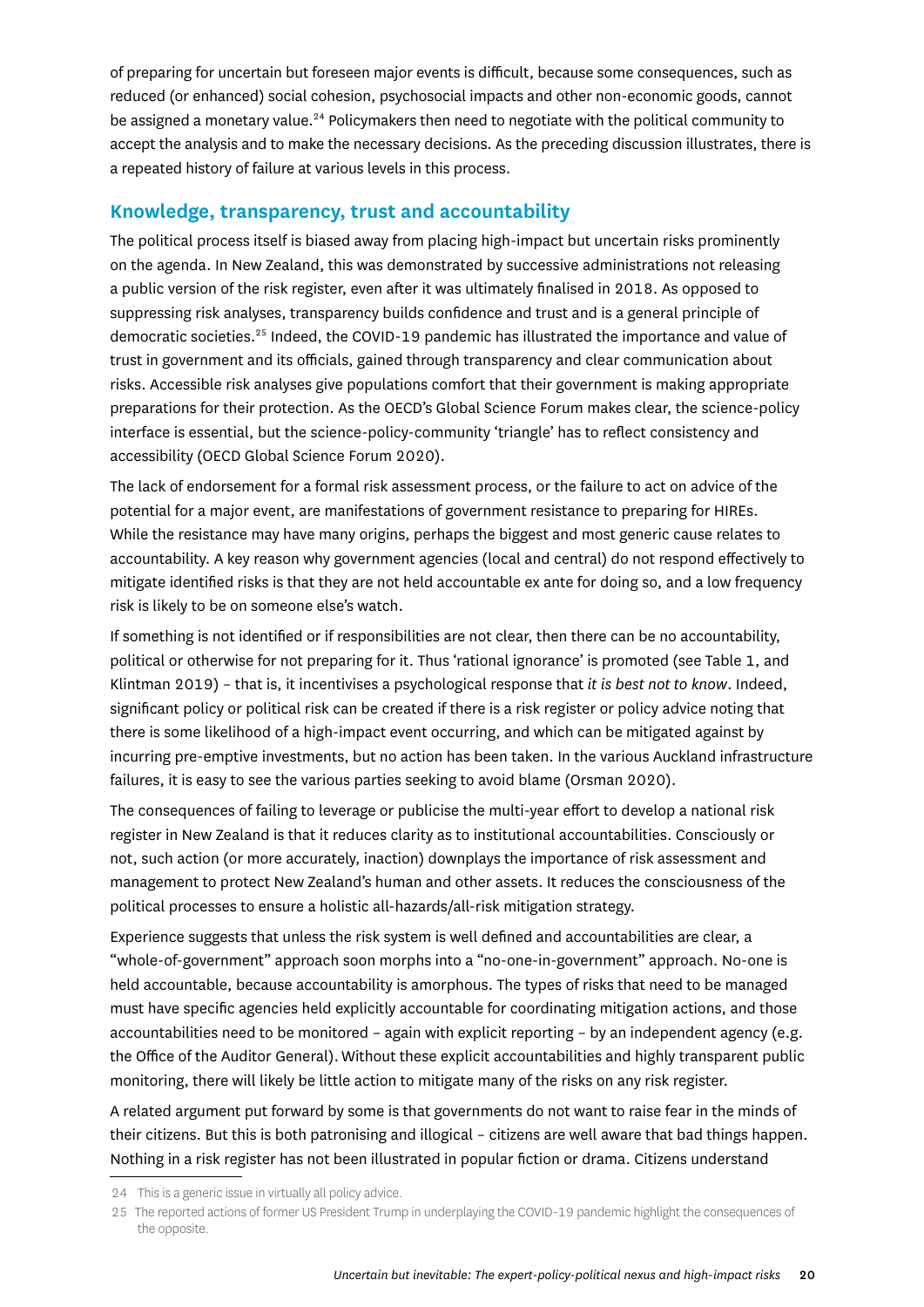of preparing for uncertain but foreseen major events is difficult, because some consequences, such as reduced (or enhanced) social cohesion, psychosocial impacts and other non-economic goods, cannot be assigned a monetary value.[24] Policymakers then need to negotiate with the political community to accept the analysis and to make the necessary decisions. As the preceding discussion illustrates, there is a repeated history of failure at various levels in this process.

## Knowledge, transparency, trust and accountability

The political process itself is biased away from placing high-impact but uncertain risks prominently on the agenda. In New Zealand, this was demonstrated by successive administrations not releasing a public version of the risk register, even after it was ultimately finalised in 2018. As opposed to suppressing risk analyses, transparency builds confidence and trust and is a general principle of democratic societies.[25] Indeed, the COVID-19 pandemic has illustrated the importance and value of trust in government and its officials, gained through transparency and clear communication about risks. Accessible risk analyses give populations comfort that their government is making appropriate preparations for their protection. As the OECD's Global Science Forum makes clear, the science-policy interface is essential, but the science-policy-community 'triangle' has to reflect consistency and accessibility (OECD Global Science Forum 2020).

The lack of endorsement for a formal risk assessment process, or the failure to act on advice of the potential for a major event, are manifestations of government resistance to preparing for HIREs. While the resistance may have many origins, perhaps the biggest and most generic cause relates to accountability. A key reason why government agencies (local and central) do not respond effectively to mitigate identified risks is that they are not held accountable ex ante for doing so, and a low frequency risk is likely to be on someone else's watch.

If something is not identified or if responsibilities are not clear, then there can be no accountability, political or otherwise for not preparing for it. Thus 'rational ignorance' is promoted (see Table 1, and Klintman 2019) – that is, it incentivises a psychological response that *it is best not to know*. Indeed, significant policy or political risk can be created if there is a risk register or policy advice noting that there is some likelihood of a high-impact event occurring, and which can be mitigated against by incurring pre-emptive investments, but no action has been taken. In the various Auckland infrastructure failures, it is easy to see the various parties seeking to avoid blame (Orsman 2020).

The consequences of failing to leverage or publicise the multi-year effort to develop a national risk register in New Zealand is that it reduces clarity as to institutional accountabilities. Consciously or not, such action (or more accurately, inaction) downplays the importance of risk assessment and management to protect New Zealand's human and other assets. It reduces the consciousness of the political processes to ensure a holistic all-hazards/all-risk mitigation strategy.

Experience suggests that unless the risk system is well defined and accountabilities are clear, a "whole-of-government" approach soon morphs into a "no-one-in-government" approach. No-one is held accountable, because accountability is amorphous. The types of risks that need to be managed must have specific agencies held explicitly accountable for coordinating mitigation actions, and those accountabilities need to be monitored – again with explicit reporting – by an independent agency (e.g. the Office of the Auditor General). Without these explicit accountabilities and highly transparent public monitoring, there will likely be little action to mitigate many of the risks on any risk register.

A related argument put forward by some is that governments do not want to raise fear in the minds of their citizens. But this is both patronising and illogical – citizens are well aware that bad things happen. Nothing in a risk register has not been illustrated in popular fiction or drama. Citizens understand

---

24 This is a generic issue in virtually all policy advice.

25 The reported actions of former US President Trump in underplaying the COVID-19 pandemic highlight the consequences of the opposite.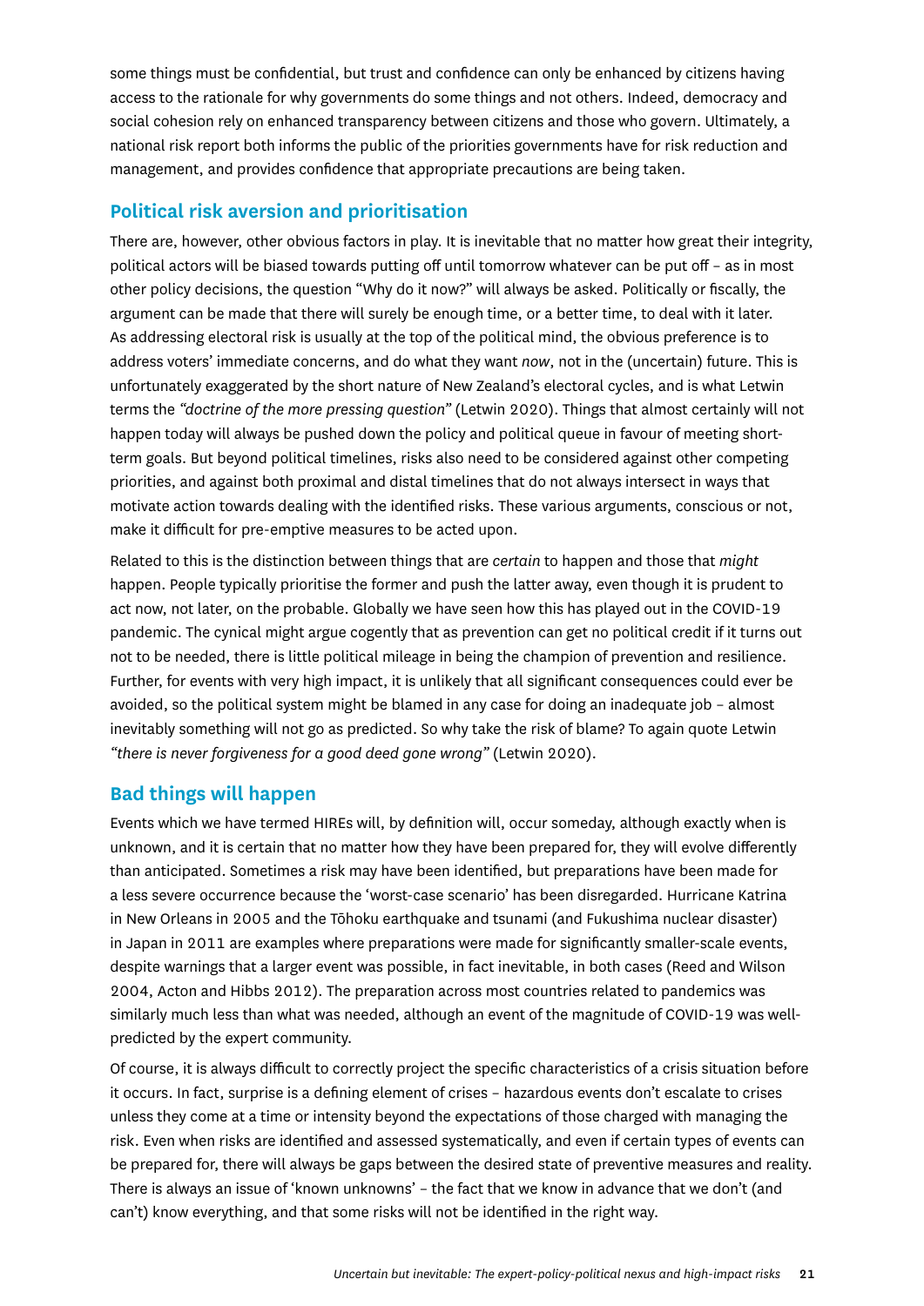some things must be confidential, but trust and confidence can only be enhanced by citizens having access to the rationale for why governments do some things and not others. Indeed, democracy and social cohesion rely on enhanced transparency between citizens and those who govern. Ultimately, a national risk report both informs the public of the priorities governments have for risk reduction and management, and provides confidence that appropriate precautions are being taken.

## Political risk aversion and prioritisation

There are, however, other obvious factors in play. It is inevitable that no matter how great their integrity, political actors will be biased towards putting off until tomorrow whatever can be put off – as in most other policy decisions, the question "Why do it now?" will always be asked. Politically or fiscally, the argument can be made that there will surely be enough time, or a better time, to deal with it later. As addressing electoral risk is usually at the top of the political mind, the obvious preference is to address voters' immediate concerns, and do what they want *now*, not in the (uncertain) future. This is unfortunately exaggerated by the short nature of New Zealand's electoral cycles, and is what Letwin terms the *"doctrine of the more pressing question"* (Letwin 2020). Things that almost certainly will not happen today will always be pushed down the policy and political queue in favour of meeting short-term goals. But beyond political timelines, risks also need to be considered against other competing priorities, and against both proximal and distal timelines that do not always intersect in ways that motivate action towards dealing with the identified risks. These various arguments, conscious or not, make it difficult for pre-emptive measures to be acted upon.

Related to this is the distinction between things that are *certain* to happen and those that *might* happen. People typically prioritise the former and push the latter away, even though it is prudent to act now, not later, on the probable. Globally we have seen how this has played out in the COVID-19 pandemic. The cynical might argue cogently that as prevention can get no political credit if it turns out not to be needed, there is little political mileage in being the champion of prevention and resilience. Further, for events with very high impact, it is unlikely that all significant consequences could ever be avoided, so the political system might be blamed in any case for doing an inadequate job – almost inevitably something will not go as predicted. So why take the risk of blame? To again quote Letwin *"there is never forgiveness for a good deed gone wrong"* (Letwin 2020).

## Bad things will happen

Events which we have termed HIREs will, by definition will, occur someday, although exactly when is unknown, and it is certain that no matter how they have been prepared for, they will evolve differently than anticipated. Sometimes a risk may have been identified, but preparations have been made for a less severe occurrence because the 'worst-case scenario' has been disregarded. Hurricane Katrina in New Orleans in 2005 and the Tōhoku earthquake and tsunami (and Fukushima nuclear disaster) in Japan in 2011 are examples where preparations were made for significantly smaller-scale events, despite warnings that a larger event was possible, in fact inevitable, in both cases (Reed and Wilson 2004, Acton and Hibbs 2012). The preparation across most countries related to pandemics was similarly much less than what was needed, although an event of the magnitude of COVID-19 was well-predicted by the expert community.

Of course, it is always difficult to correctly project the specific characteristics of a crisis situation before it occurs. In fact, surprise is a defining element of crises – hazardous events don't escalate to crises unless they come at a time or intensity beyond the expectations of those charged with managing the risk. Even when risks are identified and assessed systematically, and even if certain types of events can be prepared for, there will always be gaps between the desired state of preventive measures and reality. There is always an issue of 'known unknowns' – the fact that we know in advance that we don't (and can't) know everything, and that some risks will not be identified in the right way.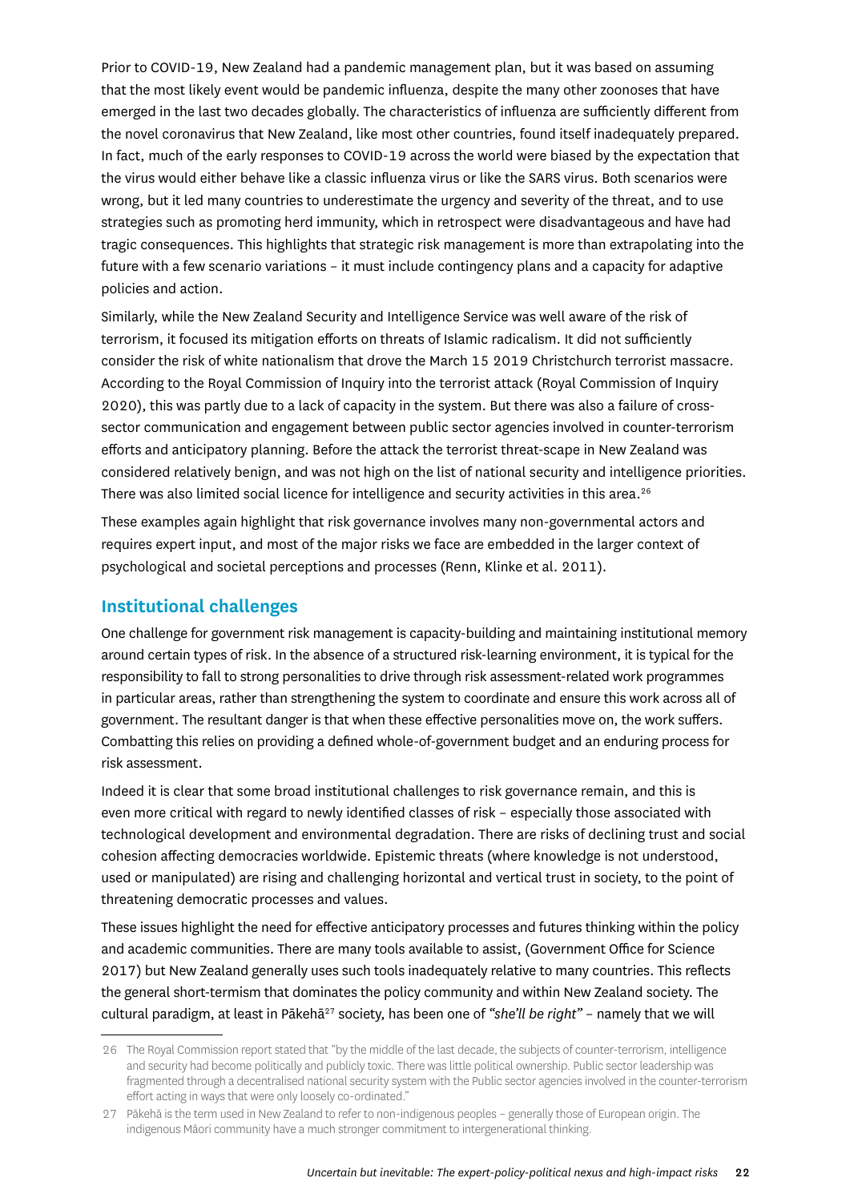Prior to COVID-19, New Zealand had a pandemic management plan, but it was based on assuming that the most likely event would be pandemic influenza, despite the many other zoonoses that have emerged in the last two decades globally. The characteristics of influenza are sufficiently different from the novel coronavirus that New Zealand, like most other countries, found itself inadequately prepared. In fact, much of the early responses to COVID-19 across the world were biased by the expectation that the virus would either behave like a classic influenza virus or like the SARS virus. Both scenarios were wrong, but it led many countries to underestimate the urgency and severity of the threat, and to use strategies such as promoting herd immunity, which in retrospect were disadvantageous and have had tragic consequences. This highlights that strategic risk management is more than extrapolating into the future with a few scenario variations – it must include contingency plans and a capacity for adaptive policies and action.

Similarly, while the New Zealand Security and Intelligence Service was well aware of the risk of terrorism, it focused its mitigation efforts on threats of Islamic radicalism. It did not sufficiently consider the risk of white nationalism that drove the March 15 2019 Christchurch terrorist massacre. According to the Royal Commission of Inquiry into the terrorist attack (Royal Commission of Inquiry 2020), this was partly due to a lack of capacity in the system. But there was also a failure of cross-sector communication and engagement between public sector agencies involved in counter-terrorism efforts and anticipatory planning. Before the attack the terrorist threat-scape in New Zealand was considered relatively benign, and was not high on the list of national security and intelligence priorities. There was also limited social licence for intelligence and security activities in this area.[26]

These examples again highlight that risk governance involves many non-governmental actors and requires expert input, and most of the major risks we face are embedded in the larger context of psychological and societal perceptions and processes (Renn, Klinke et al. 2011).

## Institutional challenges

One challenge for government risk management is capacity-building and maintaining institutional memory around certain types of risk. In the absence of a structured risk-learning environment, it is typical for the responsibility to fall to strong personalities to drive through risk assessment-related work programmes in particular areas, rather than strengthening the system to coordinate and ensure this work across all of government. The resultant danger is that when these effective personalities move on, the work suffers. Combatting this relies on providing a defined whole-of-government budget and an enduring process for risk assessment.

Indeed it is clear that some broad institutional challenges to risk governance remain, and this is even more critical with regard to newly identified classes of risk – especially those associated with technological development and environmental degradation. There are risks of declining trust and social cohesion affecting democracies worldwide. Epistemic threats (where knowledge is not understood, used or manipulated) are rising and challenging horizontal and vertical trust in society, to the point of threatening democratic processes and values.

These issues highlight the need for effective anticipatory processes and futures thinking within the policy and academic communities. There are many tools available to assist, (Government Office for Science 2017) but New Zealand generally uses such tools inadequately relative to many countries. This reflects the general short-termism that dominates the policy community and within New Zealand society. The cultural paradigm, at least in Pākehā[27] society, has been one of *"she'll be right"* – namely that we will

---

26 The Royal Commission report stated that "by the middle of the last decade, the subjects of counter-terrorism, intelligence and security had become politically and publicly toxic. There was little political ownership. Public sector leadership was fragmented through a decentralised national security system with the Public sector agencies involved in the counter-terrorism effort acting in ways that were only loosely co-ordinated."

27 Pākehā is the term used in New Zealand to refer to non-indigenous peoples – generally those of European origin. The indigenous Māori community have a much stronger commitment to intergenerational thinking.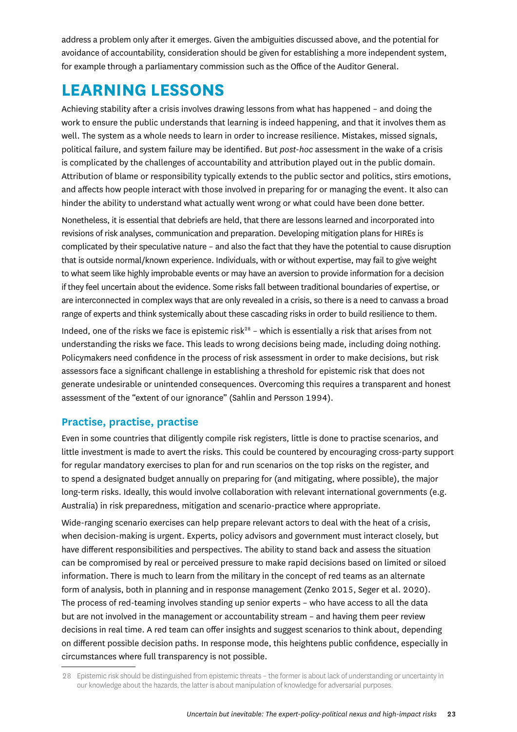address a problem only after it emerges. Given the ambiguities discussed above, and the potential for avoidance of accountability, consideration should be given for establishing a more independent system, for example through a parliamentary commission such as the Office of the Auditor General.

# LEARNING LESSONS

Achieving stability after a crisis involves drawing lessons from what has happened – and doing the work to ensure the public understands that learning is indeed happening, and that it involves them as well. The system as a whole needs to learn in order to increase resilience. Mistakes, missed signals, political failure, and system failure may be identified. But *post-hoc* assessment in the wake of a crisis is complicated by the challenges of accountability and attribution played out in the public domain. Attribution of blame or responsibility typically extends to the public sector and politics, stirs emotions, and affects how people interact with those involved in preparing for or managing the event. It also can hinder the ability to understand what actually went wrong or what could have been done better.

Nonetheless, it is essential that debriefs are held, that there are lessons learned and incorporated into revisions of risk analyses, communication and preparation. Developing mitigation plans for HIREs is complicated by their speculative nature – and also the fact that they have the potential to cause disruption that is outside normal/known experience. Individuals, with or without expertise, may fail to give weight to what seem like highly improbable events or may have an aversion to provide information for a decision if they feel uncertain about the evidence. Some risks fall between traditional boundaries of expertise, or are interconnected in complex ways that are only revealed in a crisis, so there is a need to canvass a broad range of experts and think systemically about these cascading risks in order to build resilience to them.

Indeed, one of the risks we face is epistemic risk[28] – which is essentially a risk that arises from not understanding the risks we face. This leads to wrong decisions being made, including doing nothing. Policymakers need confidence in the process of risk assessment in order to make decisions, but risk assessors face a significant challenge in establishing a threshold for epistemic risk that does not generate undesirable or unintended consequences. Overcoming this requires a transparent and honest assessment of the "extent of our ignorance" (Sahlin and Persson 1994).

## Practise, practise, practise

Even in some countries that diligently compile risk registers, little is done to practise scenarios, and little investment is made to avert the risks. This could be countered by encouraging cross-party support for regular mandatory exercises to plan for and run scenarios on the top risks on the register, and to spend a designated budget annually on preparing for (and mitigating, where possible), the major long-term risks. Ideally, this would involve collaboration with relevant international governments (e.g. Australia) in risk preparedness, mitigation and scenario-practice where appropriate.

Wide-ranging scenario exercises can help prepare relevant actors to deal with the heat of a crisis, when decision-making is urgent. Experts, policy advisors and government must interact closely, but have different responsibilities and perspectives. The ability to stand back and assess the situation can be compromised by real or perceived pressure to make rapid decisions based on limited or siloed information. There is much to learn from the military in the concept of red teams as an alternate form of analysis, both in planning and in response management (Zenko 2015, Seger et al. 2020). The process of red-teaming involves standing up senior experts – who have access to all the data but are not involved in the management or accountability stream – and having them peer review decisions in real time. A red team can offer insights and suggest scenarios to think about, depending on different possible decision paths. In response mode, this heightens public confidence, especially in circumstances where full transparency is not possible.

28 Epistemic risk should be distinguished from epistemic threats – the former is about lack of understanding or uncertainty in our knowledge about the hazards, the latter is about manipulation of knowledge for adversarial purposes.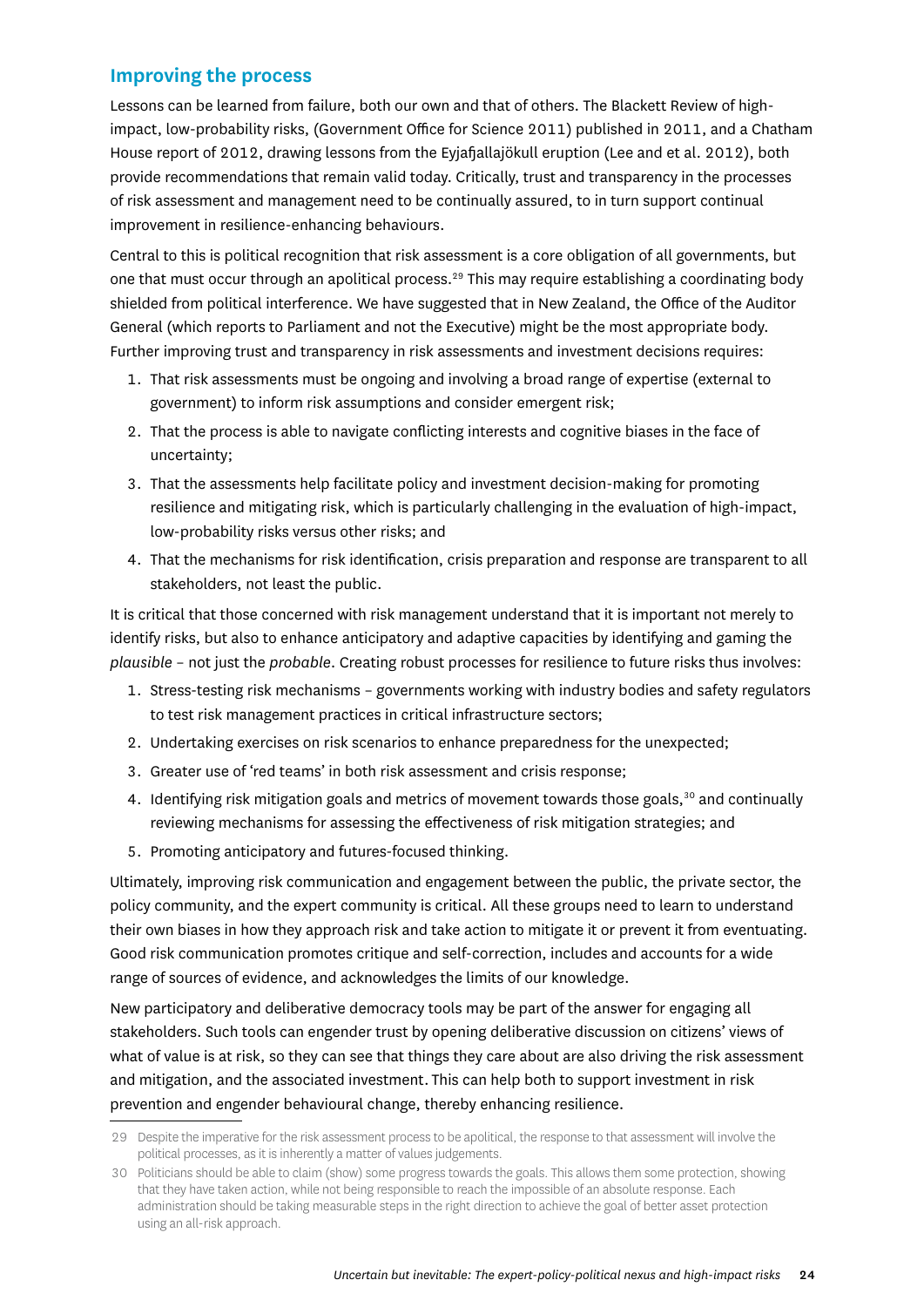## Improving the process

Lessons can be learned from failure, both our own and that of others. The Blackett Review of high-impact, low-probability risks, (Government Office for Science 2011) published in 2011, and a Chatham House report of 2012, drawing lessons from the Eyjafjallajökull eruption (Lee and et al. 2012), both provide recommendations that remain valid today. Critically, trust and transparency in the processes of risk assessment and management need to be continually assured, to in turn support continual improvement in resilience-enhancing behaviours.

Central to this is political recognition that risk assessment is a core obligation of all governments, but one that must occur through an apolitical process.[29] This may require establishing a coordinating body shielded from political interference. We have suggested that in New Zealand, the Office of the Auditor General (which reports to Parliament and not the Executive) might be the most appropriate body. Further improving trust and transparency in risk assessments and investment decisions requires:

1. That risk assessments must be ongoing and involving a broad range of expertise (external to government) to inform risk assumptions and consider emergent risk;
2. That the process is able to navigate conflicting interests and cognitive biases in the face of uncertainty;
3. That the assessments help facilitate policy and investment decision-making for promoting resilience and mitigating risk, which is particularly challenging in the evaluation of high-impact, low-probability risks versus other risks; and
4. That the mechanisms for risk identification, crisis preparation and response are transparent to all stakeholders, not least the public.

It is critical that those concerned with risk management understand that it is important not merely to identify risks, but also to enhance anticipatory and adaptive capacities by identifying and gaming the *plausible* – not just the *probable*. Creating robust processes for resilience to future risks thus involves:

1. Stress-testing risk mechanisms – governments working with industry bodies and safety regulators to test risk management practices in critical infrastructure sectors;
2. Undertaking exercises on risk scenarios to enhance preparedness for the unexpected;
3. Greater use of 'red teams' in both risk assessment and crisis response;
4. Identifying risk mitigation goals and metrics of movement towards those goals,[30] and continually reviewing mechanisms for assessing the effectiveness of risk mitigation strategies; and
5. Promoting anticipatory and futures-focused thinking.

Ultimately, improving risk communication and engagement between the public, the private sector, the policy community, and the expert community is critical. All these groups need to learn to understand their own biases in how they approach risk and take action to mitigate it or prevent it from eventuating. Good risk communication promotes critique and self-correction, includes and accounts for a wide range of sources of evidence, and acknowledges the limits of our knowledge.

New participatory and deliberative democracy tools may be part of the answer for engaging all stakeholders. Such tools can engender trust by opening deliberative discussion on citizens' views of what of value is at risk, so they can see that things they care about are also driving the risk assessment and mitigation, and the associated investment. This can help both to support investment in risk prevention and engender behavioural change, thereby enhancing resilience.

---

29 Despite the imperative for the risk assessment process to be apolitical, the response to that assessment will involve the political processes, as it is inherently a matter of values judgements.

30 Politicians should be able to claim (show) some progress towards the goals. This allows them some protection, showing that they have taken action, while not being responsible to reach the impossible of an absolute response. Each administration should be taking measurable steps in the right direction to achieve the goal of better asset protection using an all-risk approach.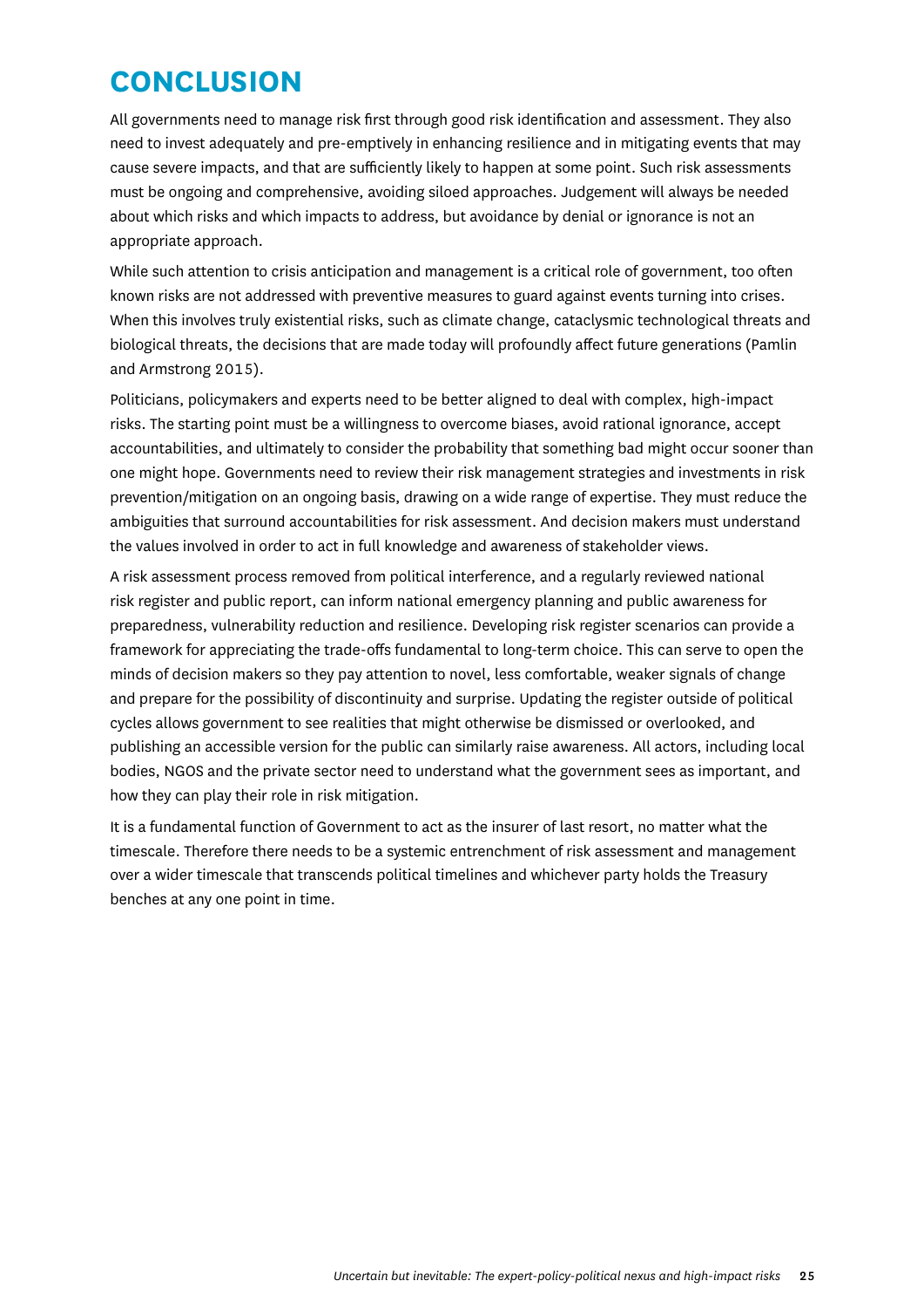# CONCLUSION

All governments need to manage risk first through good risk identification and assessment. They also need to invest adequately and pre-emptively in enhancing resilience and in mitigating events that may cause severe impacts, and that are sufficiently likely to happen at some point. Such risk assessments must be ongoing and comprehensive, avoiding siloed approaches. Judgement will always be needed about which risks and which impacts to address, but avoidance by denial or ignorance is not an appropriate approach.

While such attention to crisis anticipation and management is a critical role of government, too often known risks are not addressed with preventive measures to guard against events turning into crises. When this involves truly existential risks, such as climate change, cataclysmic technological threats and biological threats, the decisions that are made today will profoundly affect future generations (Pamlin and Armstrong 2015).

Politicians, policymakers and experts need to be better aligned to deal with complex, high-impact risks. The starting point must be a willingness to overcome biases, avoid rational ignorance, accept accountabilities, and ultimately to consider the probability that something bad might occur sooner than one might hope. Governments need to review their risk management strategies and investments in risk prevention/mitigation on an ongoing basis, drawing on a wide range of expertise. They must reduce the ambiguities that surround accountabilities for risk assessment. And decision makers must understand the values involved in order to act in full knowledge and awareness of stakeholder views.

A risk assessment process removed from political interference, and a regularly reviewed national risk register and public report, can inform national emergency planning and public awareness for preparedness, vulnerability reduction and resilience. Developing risk register scenarios can provide a framework for appreciating the trade-offs fundamental to long-term choice. This can serve to open the minds of decision makers so they pay attention to novel, less comfortable, weaker signals of change and prepare for the possibility of discontinuity and surprise. Updating the register outside of political cycles allows government to see realities that might otherwise be dismissed or overlooked, and publishing an accessible version for the public can similarly raise awareness. All actors, including local bodies, NGOS and the private sector need to understand what the government sees as important, and how they can play their role in risk mitigation.

It is a fundamental function of Government to act as the insurer of last resort, no matter what the timescale. Therefore there needs to be a systemic entrenchment of risk assessment and management over a wider timescale that transcends political timelines and whichever party holds the Treasury benches at any one point in time.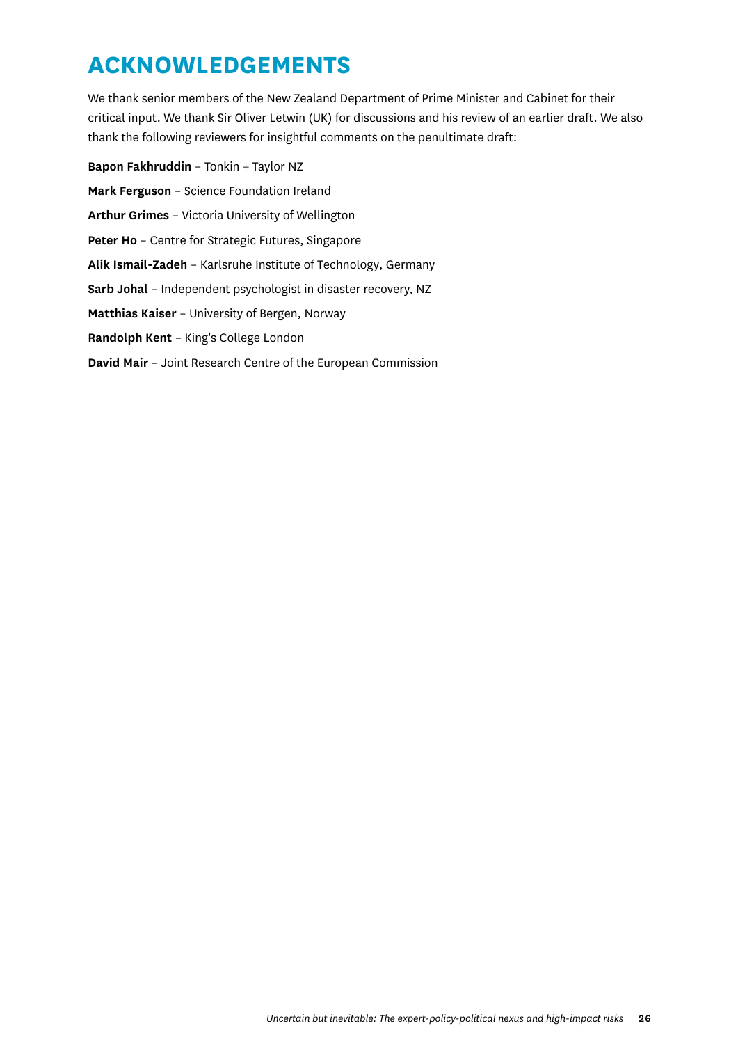# ACKNOWLEDGEMENTS

We thank senior members of the New Zealand Department of Prime Minister and Cabinet for their critical input. We thank Sir Oliver Letwin (UK) for discussions and his review of an earlier draft. We also thank the following reviewers for insightful comments on the penultimate draft:

**Bapon Fakhruddin** – Tonkin + Taylor NZ

**Mark Ferguson** – Science Foundation Ireland

**Arthur Grimes** – Victoria University of Wellington

**Peter Ho** – Centre for Strategic Futures, Singapore

**Alik Ismail-Zadeh** – Karlsruhe Institute of Technology, Germany

**Sarb Johal** – Independent psychologist in disaster recovery, NZ

**Matthias Kaiser** – University of Bergen, Norway

**Randolph Kent** – King's College London

**David Mair** – Joint Research Centre of the European Commission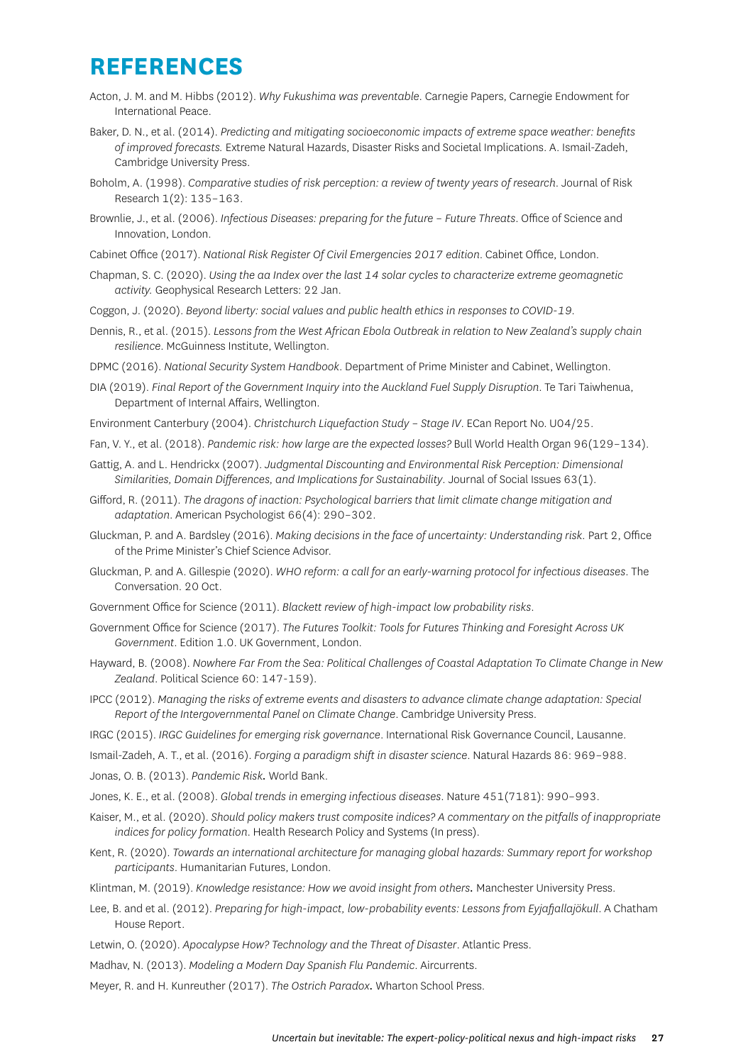# REFERENCES

Acton, J. M. and M. Hibbs (2012). *Why Fukushima was preventable*. Carnegie Papers, Carnegie Endowment for International Peace.

Baker, D. N., et al. (2014). *Predicting and mitigating socioeconomic impacts of extreme space weather: benefits of improved forecasts.* Extreme Natural Hazards, Disaster Risks and Societal Implications. A. Ismail-Zadeh, Cambridge University Press.

Boholm, A. (1998). *Comparative studies of risk perception: a review of twenty years of research*. Journal of Risk Research 1(2): 135–163.

Brownlie, J., et al. (2006). *Infectious Diseases: preparing for the future – Future Threats*. Office of Science and Innovation, London.

Cabinet Office (2017). *National Risk Register Of Civil Emergencies 2017 edition*. Cabinet Office, London.

Chapman, S. C. (2020). *Using the aa Index over the last 14 solar cycles to characterize extreme geomagnetic activity.* Geophysical Research Letters: 22 Jan.

Coggon, J. (2020). *Beyond liberty: social values and public health ethics in responses to COVID-19*.

Dennis, R., et al. (2015). *Lessons from the West African Ebola Outbreak in relation to New Zealand's supply chain resilience*. McGuinness Institute, Wellington.

DPMC (2016). *National Security System Handbook*. Department of Prime Minister and Cabinet, Wellington.

DIA (2019). *Final Report of the Government Inquiry into the Auckland Fuel Supply Disruption*. Te Tari Taiwhenua, Department of Internal Affairs, Wellington.

Environment Canterbury (2004). *Christchurch Liquefaction Study – Stage IV*. ECan Report No. U04/25.

Fan, V. Y., et al. (2018). *Pandemic risk: how large are the expected losses?* Bull World Health Organ 96(129–134).

Gattig, A. and L. Hendrickx (2007). *Judgmental Discounting and Environmental Risk Perception: Dimensional Similarities, Domain Differences, and Implications for Sustainability*. Journal of Social Issues 63(1).

Gifford, R. (2011). *The dragons of inaction: Psychological barriers that limit climate change mitigation and adaptation*. American Psychologist 66(4): 290–302.

Gluckman, P. and A. Bardsley (2016). *Making decisions in the face of uncertainty: Understanding risk*. Part 2, Office of the Prime Minister's Chief Science Advisor.

Gluckman, P. and A. Gillespie (2020). *WHO reform: a call for an early-warning protocol for infectious diseases*. The Conversation. 20 Oct.

Government Office for Science (2011). *Blackett review of high-impact low probability risks*.

Government Office for Science (2017). *The Futures Toolkit: Tools for Futures Thinking and Foresight Across UK Government*. Edition 1.0. UK Government, London.

Hayward, B. (2008). *Nowhere Far From the Sea: Political Challenges of Coastal Adaptation To Climate Change in New Zealand*. Political Science 60: 147-159).

IPCC (2012). *Managing the risks of extreme events and disasters to advance climate change adaptation: Special Report of the Intergovernmental Panel on Climate Change*. Cambridge University Press.

IRGC (2015). *IRGC Guidelines for emerging risk governance*. International Risk Governance Council, Lausanne.

Ismail-Zadeh, A. T., et al. (2016). *Forging a paradigm shift in disaster science*. Natural Hazards 86: 969–988.

Jonas, O. B. (2013). *Pandemic Risk.* World Bank.

Jones, K. E., et al. (2008). *Global trends in emerging infectious diseases*. Nature 451(7181): 990–993.

Kaiser, M., et al. (2020). *Should policy makers trust composite indices? A commentary on the pitfalls of inappropriate indices for policy formation*. Health Research Policy and Systems (In press).

Kent, R. (2020). *Towards an international architecture for managing global hazards: Summary report for workshop participants*. Humanitarian Futures, London.

Klintman, M. (2019). *Knowledge resistance: How we avoid insight from others.* Manchester University Press.

Lee, B. and et al. (2012). *Preparing for high-impact, low-probability events: Lessons from Eyjafjallajökull*. A Chatham House Report.

Letwin, O. (2020). *Apocalypse How? Technology and the Threat of Disaster*. Atlantic Press.

Madhav, N. (2013). *Modeling a Modern Day Spanish Flu Pandemic*. Aircurrents.

Meyer, R. and H. Kunreuther (2017). *The Ostrich Paradox.* Wharton School Press.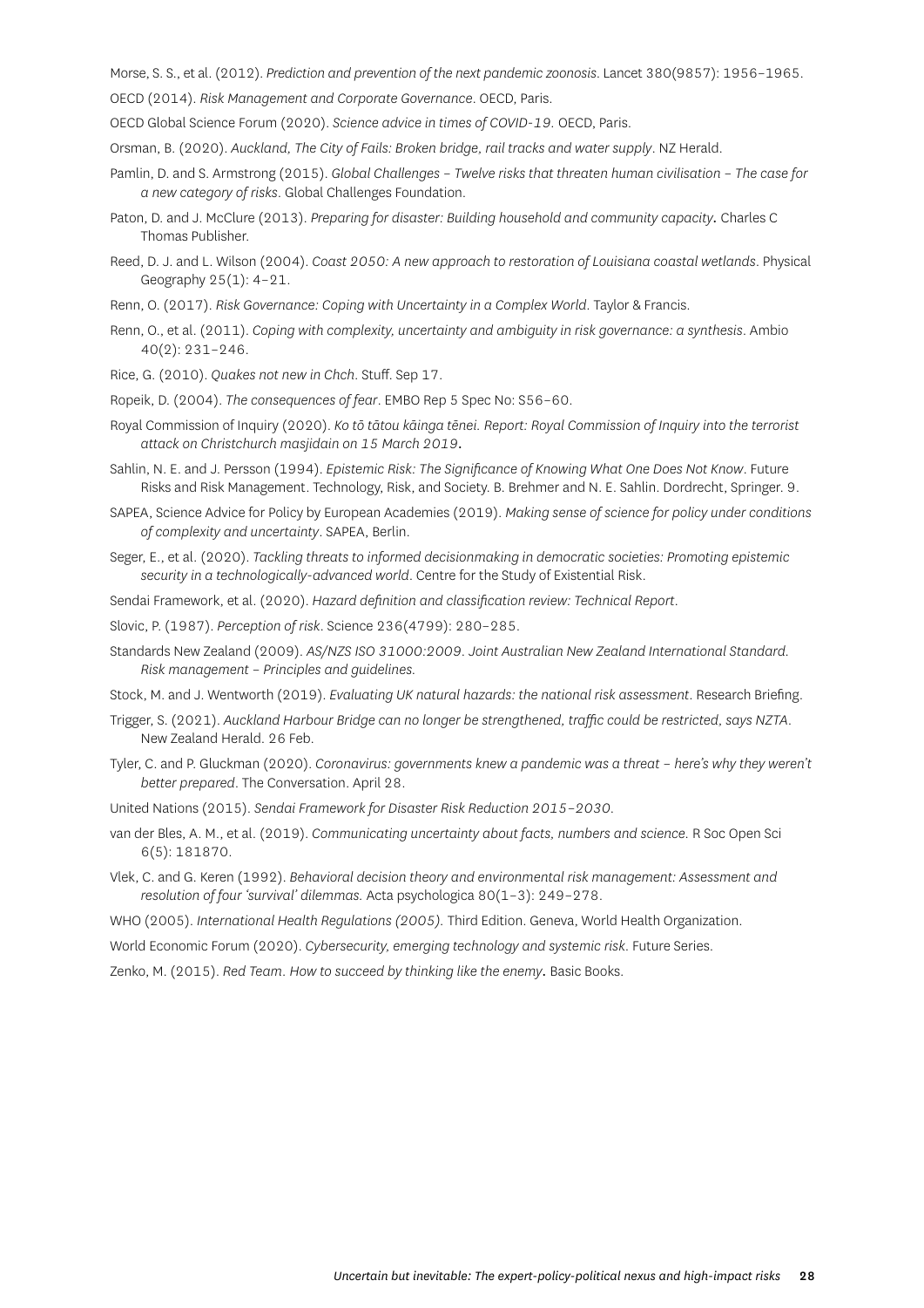Morse, S. S., et al. (2012). *Prediction and prevention of the next pandemic zoonosis*. Lancet 380(9857): 1956–1965.

OECD (2014). *Risk Management and Corporate Governance*. OECD, Paris.

OECD Global Science Forum (2020). *Science advice in times of COVID-19*. OECD, Paris.

Orsman, B. (2020). *Auckland, The City of Fails: Broken bridge, rail tracks and water supply*. NZ Herald.

Pamlin, D. and S. Armstrong (2015). *Global Challenges – Twelve risks that threaten human civilisation – The case for a new category of risks*. Global Challenges Foundation.

Paton, D. and J. McClure (2013). *Preparing for disaster: Building household and community capacity*. Charles C Thomas Publisher.

Reed, D. J. and L. Wilson (2004). *Coast 2050: A new approach to restoration of Louisiana coastal wetlands*. Physical Geography 25(1): 4–21.

Renn, O. (2017). *Risk Governance: Coping with Uncertainty in a Complex World*. Taylor & Francis.

Renn, O., et al. (2011). *Coping with complexity, uncertainty and ambiguity in risk governance: a synthesis*. Ambio 40(2): 231–246.

Rice, G. (2010). *Quakes not new in Chch*. Stuff. Sep 17.

Ropeik, D. (2004). *The consequences of fear*. EMBO Rep 5 Spec No: S56–60.

Royal Commission of Inquiry (2020). *Ko tō tātou kāinga tēnei. Report: Royal Commission of Inquiry into the terrorist attack on Christchurch masjidain on 15 March 2019*.

Sahlin, N. E. and J. Persson (1994). *Epistemic Risk: The Significance of Knowing What One Does Not Know*. Future Risks and Risk Management. Technology, Risk, and Society. B. Brehmer and N. E. Sahlin. Dordrecht, Springer. 9.

SAPEA, Science Advice for Policy by European Academies (2019). *Making sense of science for policy under conditions of complexity and uncertainty*. SAPEA, Berlin.

Seger, E., et al. (2020). *Tackling threats to informed decisionmaking in democratic societies: Promoting epistemic security in a technologically-advanced world*. Centre for the Study of Existential Risk.

Sendai Framework, et al. (2020). *Hazard definition and classification review: Technical Report*.

Slovic, P. (1987). *Perception of risk*. Science 236(4799): 280–285.

Standards New Zealand (2009). *AS/NZS ISO 31000:2009. Joint Australian New Zealand International Standard. Risk management – Principles and guidelines.*

Stock, M. and J. Wentworth (2019). *Evaluating UK natural hazards: the national risk assessment*. Research Briefing.

Trigger, S. (2021). *Auckland Harbour Bridge can no longer be strengthened, traffic could be restricted, says NZTA*. New Zealand Herald. 26 Feb.

Tyler, C. and P. Gluckman (2020). *Coronavirus: governments knew a pandemic was a threat – here's why they weren't better prepared*. The Conversation. April 28.

United Nations (2015). *Sendai Framework for Disaster Risk Reduction 2015–2030*.

van der Bles, A. M., et al. (2019). *Communicating uncertainty about facts, numbers and science*. R Soc Open Sci 6(5): 181870.

Vlek, C. and G. Keren (1992). *Behavioral decision theory and environmental risk management: Assessment and resolution of four 'survival' dilemmas*. Acta psychologica 80(1–3): 249–278.

WHO (2005). *International Health Regulations (2005)*. Third Edition. Geneva, World Health Organization.

World Economic Forum (2020). *Cybersecurity, emerging technology and systemic risk*. Future Series.

Zenko, M. (2015). *Red Team. How to succeed by thinking like the enemy*. Basic Books.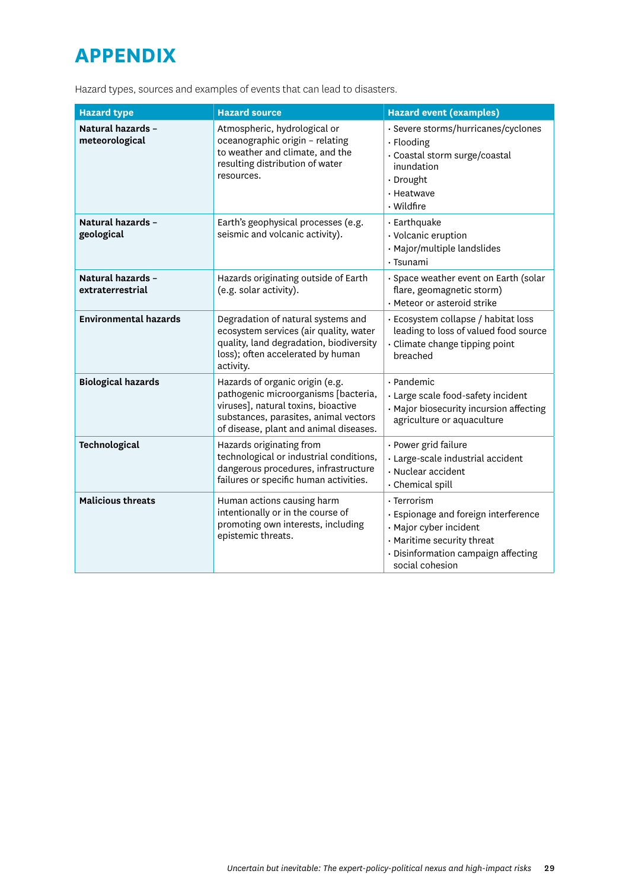# APPENDIX

Hazard types, sources and examples of events that can lead to disasters.

| Hazard type | Hazard source | Hazard event (examples) |
|---|---|---|
| **Natural hazards – meteorological** | Atmospheric, hydrological or oceanographic origin – relating to weather and climate, and the resulting distribution of water resources. | · Severe storms/hurricanes/cyclones<br>· Flooding<br>· Coastal storm surge/coastal inundation<br>· Drought<br>· Heatwave<br>· Wildfire |
| **Natural hazards – geological** | Earth's geophysical processes (e.g. seismic and volcanic activity). | · Earthquake<br>· Volcanic eruption<br>· Major/multiple landslides<br>· Tsunami |
| **Natural hazards – extraterrestrial** | Hazards originating outside of Earth (e.g. solar activity). | · Space weather event on Earth (solar flare, geomagnetic storm)<br>· Meteor or asteroid strike |
| **Environmental hazards** | Degradation of natural systems and ecosystem services (air quality, water quality, land degradation, biodiversity loss); often accelerated by human activity. | · Ecosystem collapse / habitat loss leading to loss of valued food source<br>· Climate change tipping point breached |
| **Biological hazards** | Hazards of organic origin (e.g. pathogenic microorganisms [bacteria, viruses], natural toxins, bioactive substances, parasites, animal vectors of disease, plant and animal diseases. | · Pandemic<br>· Large scale food-safety incident<br>· Major biosecurity incursion affecting agriculture or aquaculture |
| **Technological** | Hazards originating from technological or industrial conditions, dangerous procedures, infrastructure failures or specific human activities. | · Power grid failure<br>· Large-scale industrial accident<br>· Nuclear accident<br>· Chemical spill |
| **Malicious threats** | Human actions causing harm intentionally or in the course of promoting own interests, including epistemic threats. | · Terrorism<br>· Espionage and foreign interference<br>· Major cyber incident<br>· Maritime security threat<br>· Disinformation campaign affecting social cohesion |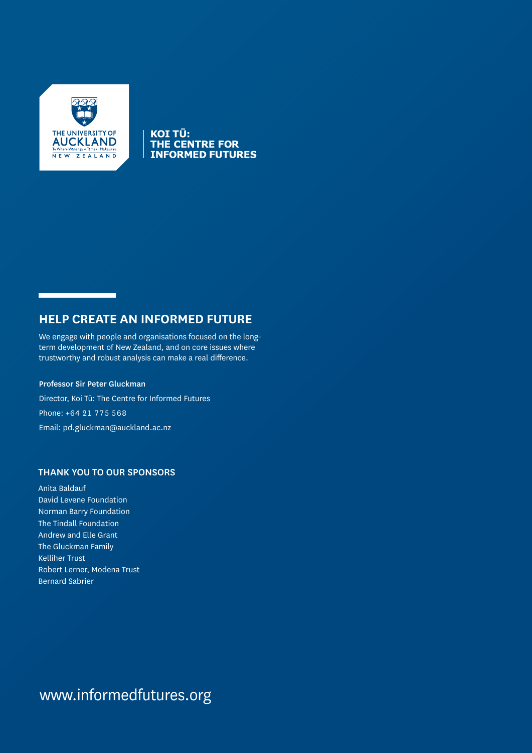THE UNIVERSITY OF AUCKLAND
Te Whare Wānanga o Tāmaki Makaurau
NEW ZEALAND

**KOI TŪ:**
**THE CENTRE FOR**
**INFORMED FUTURES**

## HELP CREATE AN INFORMED FUTURE

We engage with people and organisations focused on the long-term development of New Zealand, and on core issues where trustworthy and robust analysis can make a real difference.

**Professor Sir Peter Gluckman**

Director, Koi Tū: The Centre for Informed Futures

Phone: +64 21 775 568

Email: pd.gluckman@auckland.ac.nz

### THANK YOU TO OUR SPONSORS

Anita Baldauf
David Levene Foundation
Norman Barry Foundation
The Tindall Foundation
Andrew and Elle Grant
The Gluckman Family
Kelliher Trust
Robert Lerner, Modena Trust
Bernard Sabrier

www.informedfutures.org